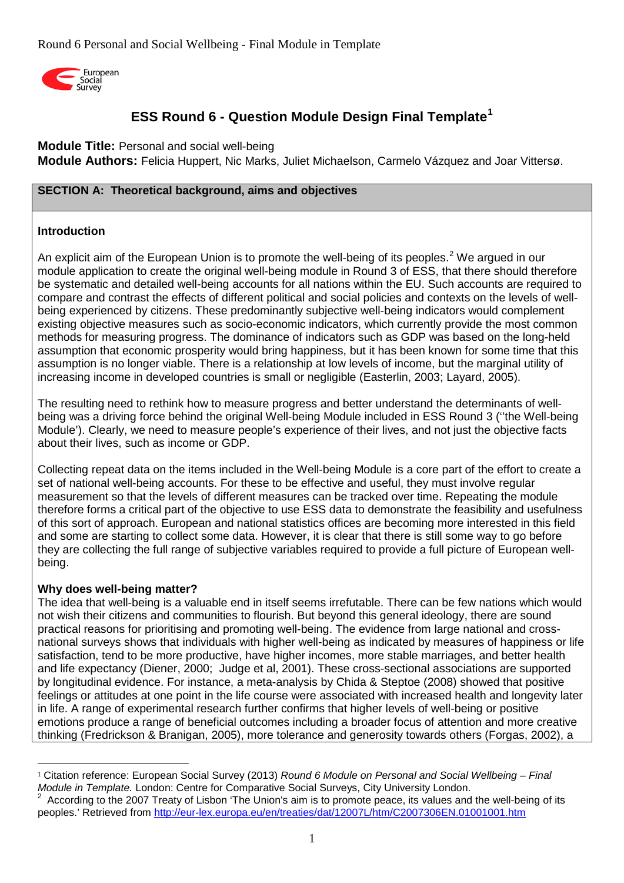# ESS Round 6 - Question Module Design Final Template[1]

**Module Title:** Personal and social well-being
**Module Authors:** Felicia Huppert, Nic Marks, Juliet Michaelson, Carmelo Vázquez and Joar Vittersø.

## SECTION A: Theoretical background, aims and objectives

### Introduction

An explicit aim of the European Union is to promote the well-being of its peoples.[2] We argued in our module application to create the original well-being module in Round 3 of ESS, that there should therefore be systematic and detailed well-being accounts for all nations within the EU. Such accounts are required to compare and contrast the effects of different political and social policies and contexts on the levels of well-being experienced by citizens. These predominantly subjective well-being indicators would complement existing objective measures such as socio-economic indicators, which currently provide the most common methods for measuring progress. The dominance of indicators such as GDP was based on the long-held assumption that economic prosperity would bring happiness, but it has been known for some time that this assumption is no longer viable. There is a relationship at low levels of income, but the marginal utility of increasing income in developed countries is small or negligible (Easterlin, 2003; Layard, 2005).

The resulting need to rethink how to measure progress and better understand the determinants of well-being was a driving force behind the original Well-being Module included in ESS Round 3 (''the Well-being Module'). Clearly, we need to measure people's experience of their lives, and not just the objective facts about their lives, such as income or GDP.

Collecting repeat data on the items included in the Well-being Module is a core part of the effort to create a set of national well-being accounts. For these to be effective and useful, they must involve regular measurement so that the levels of different measures can be tracked over time. Repeating the module therefore forms a critical part of the objective to use ESS data to demonstrate the feasibility and usefulness of this sort of approach. European and national statistics offices are becoming more interested in this field and some are starting to collect some data. However, it is clear that there is still some way to go before they are collecting the full range of subjective variables required to provide a full picture of European well-being.

### Why does well-being matter?

The idea that well-being is a valuable end in itself seems irrefutable. There can be few nations which would not wish their citizens and communities to flourish. But beyond this general ideology, there are sound practical reasons for prioritising and promoting well-being. The evidence from large national and cross-national surveys shows that individuals with higher well-being as indicated by measures of happiness or life satisfaction, tend to be more productive, have higher incomes, more stable marriages, and better health and life expectancy (Diener, 2000; Judge et al, 2001). These cross-sectional associations are supported by longitudinal evidence. For instance, a meta-analysis by Chida & Steptoe (2008) showed that positive feelings or attitudes at one point in the life course were associated with increased health and longevity later in life. A range of experimental research further confirms that higher levels of well-being or positive emotions produce a range of beneficial outcomes including a broader focus of attention and more creative thinking (Fredrickson & Branigan, 2005), more tolerance and generosity towards others (Forgas, 2002), a

---

[1] Citation reference: European Social Survey (2013) *Round 6 Module on Personal and Social Wellbeing – Final Module in Template.* London: Centre for Comparative Social Surveys, City University London.

[2] According to the 2007 Treaty of Lisbon 'The Union's aim is to promote peace, its values and the well-being of its peoples.' Retrieved from http://eur-lex.europa.eu/en/treaties/dat/12007L/htm/C2007306EN.01001001.htm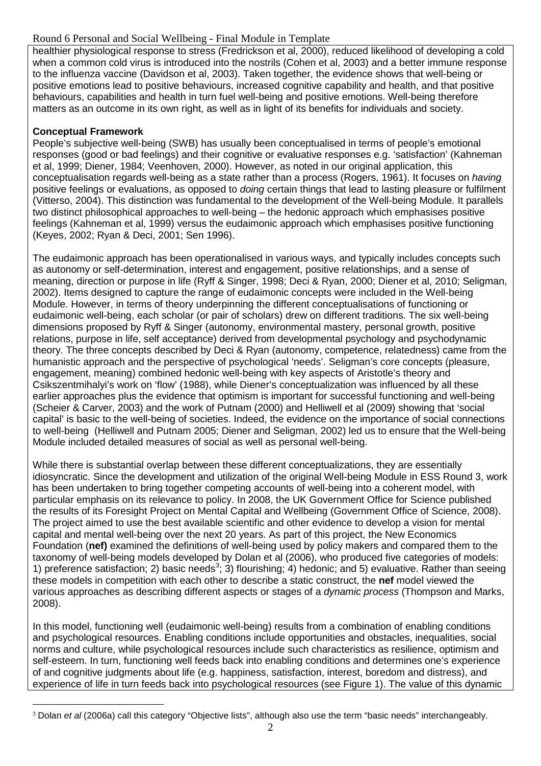healthier physiological response to stress (Fredrickson et al, 2000), reduced likelihood of developing a cold when a common cold virus is introduced into the nostrils (Cohen et al, 2003) and a better immune response to the influenza vaccine (Davidson et al, 2003). Taken together, the evidence shows that well-being or positive emotions lead to positive behaviours, increased cognitive capability and health, and that positive behaviours, capabilities and health in turn fuel well-being and positive emotions. Well-being therefore matters as an outcome in its own right, as well as in light of its benefits for individuals and society.

**Conceptual Framework**

People's subjective well-being (SWB) has usually been conceptualised in terms of people's emotional responses (good or bad feelings) and their cognitive or evaluative responses e.g. 'satisfaction' (Kahneman et al, 1999; Diener, 1984; Veenhoven, 2000). However, as noted in our original application, this conceptualisation regards well-being as a state rather than a process (Rogers, 1961). It focuses on *having* positive feelings or evaluations, as opposed to *doing* certain things that lead to lasting pleasure or fulfilment (Vitterso, 2004). This distinction was fundamental to the development of the Well-being Module. It parallels two distinct philosophical approaches to well-being – the hedonic approach which emphasises positive feelings (Kahneman et al, 1999) versus the eudaimonic approach which emphasises positive functioning (Keyes, 2002; Ryan & Deci, 2001; Sen 1996).

The eudaimonic approach has been operationalised in various ways, and typically includes concepts such as autonomy or self-determination, interest and engagement, positive relationships, and a sense of meaning, direction or purpose in life (Ryff & Singer, 1998; Deci & Ryan, 2000; Diener et al, 2010; Seligman, 2002). Items designed to capture the range of eudaimonic concepts were included in the Well-being Module. However, in terms of theory underpinning the different conceptualisations of functioning or eudaimonic well-being, each scholar (or pair of scholars) drew on different traditions. The six well-being dimensions proposed by Ryff & Singer (autonomy, environmental mastery, personal growth, positive relations, purpose in life, self acceptance) derived from developmental psychology and psychodynamic theory. The three concepts described by Deci & Ryan (autonomy, competence, relatedness) came from the humanistic approach and the perspective of psychological 'needs'. Seligman's core concepts (pleasure, engagement, meaning) combined hedonic well-being with key aspects of Aristotle's theory and Csikszentmihalyi's work on 'flow' (1988), while Diener's conceptualization was influenced by all these earlier approaches plus the evidence that optimism is important for successful functioning and well-being (Scheier & Carver, 2003) and the work of Putnam (2000) and Helliwell et al (2009) showing that 'social capital' is basic to the well-being of societies. Indeed, the evidence on the importance of social connections to well-being (Helliwell and Putnam 2005; Diener and Seligman, 2002) led us to ensure that the Well-being Module included detailed measures of social as well as personal well-being.

While there is substantial overlap between these different conceptualizations, they are essentially idiosyncratic. Since the development and utilization of the original Well-being Module in ESS Round 3, work has been undertaken to bring together competing accounts of well-being into a coherent model, with particular emphasis on its relevance to policy. In 2008, the UK Government Office for Science published the results of its Foresight Project on Mental Capital and Wellbeing (Government Office of Science, 2008). The project aimed to use the best available scientific and other evidence to develop a vision for mental capital and mental well-being over the next 20 years. As part of this project, the New Economics Foundation (**nef)** examined the definitions of well-being used by policy makers and compared them to the taxonomy of well-being models developed by Dolan et al (2006), who produced five categories of models: 1) preference satisfaction; 2) basic needs[3]; 3) flourishing; 4) hedonic; and 5) evaluative. Rather than seeing these models in competition with each other to describe a static construct, the **nef** model viewed the various approaches as describing different aspects or stages of a *dynamic process* (Thompson and Marks, 2008).

In this model, functioning well (eudaimonic well-being) results from a combination of enabling conditions and psychological resources. Enabling conditions include opportunities and obstacles, inequalities, social norms and culture, while psychological resources include such characteristics as resilience, optimism and self-esteem. In turn, functioning well feeds back into enabling conditions and determines one's experience of and cognitive judgments about life (e.g. happiness, satisfaction, interest, boredom and distress), and experience of life in turn feeds back into psychological resources (see Figure 1). The value of this dynamic

[3] Dolan *et al* (2006a) call this category "Objective lists", although also use the term "basic needs" interchangeably.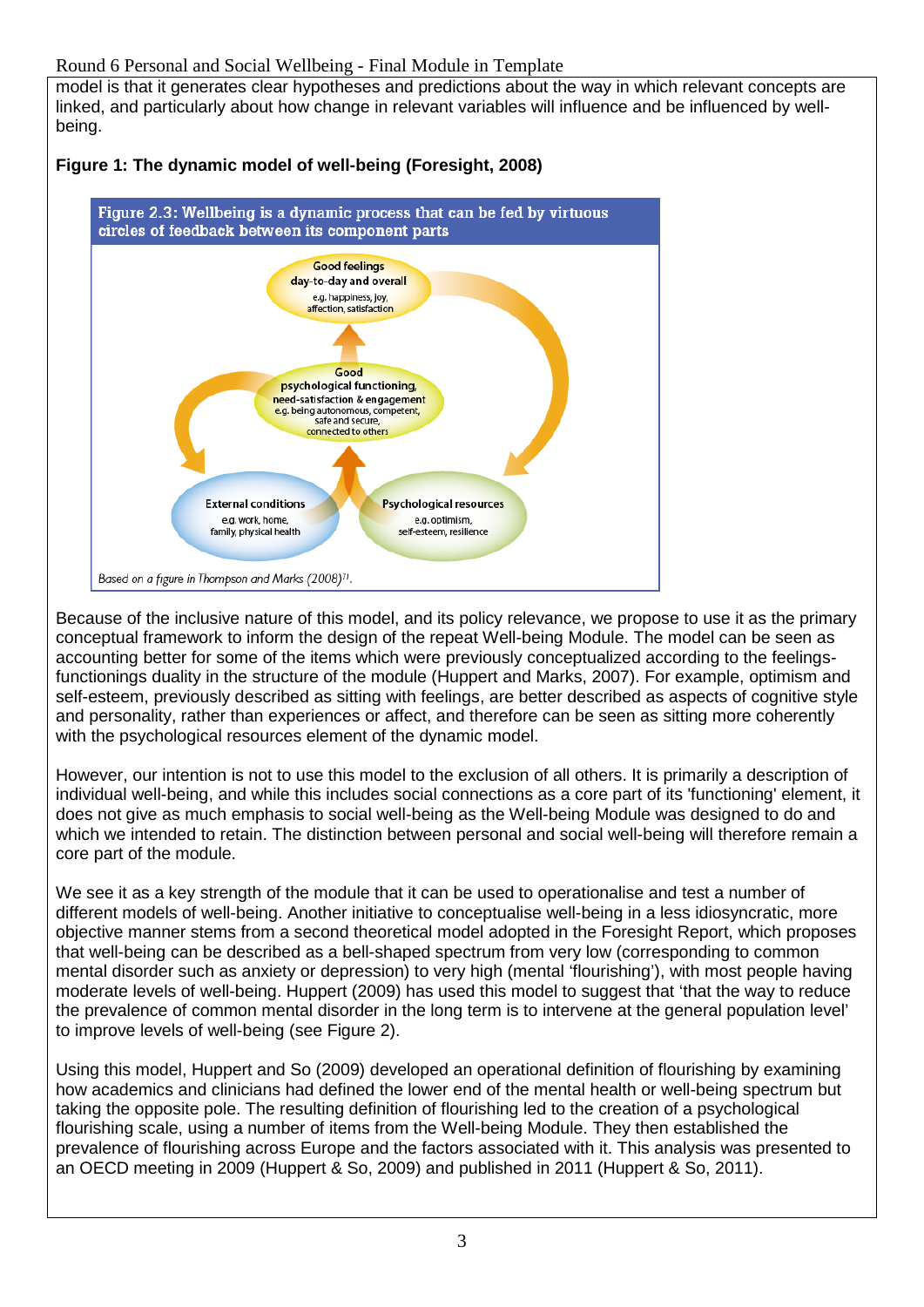model is that it generates clear hypotheses and predictions about the way in which relevant concepts are linked, and particularly about how change in relevant variables will influence and be influenced by well-being.

**Figure 1: The dynamic model of well-being (Foresight, 2008)**

**Figure 2.3: Wellbeing is a dynamic process that can be fed by virtuous circles of feedback between its component parts**

Good feelings day-to-day and overall
e.g. happiness, joy, affection, satisfaction

Good psychological functioning, need-satisfaction & engagement
e.g. being autonomous, competent, safe and secure, connected to others

External conditions
e.g. work, home, family, physical health

Psychological resources
e.g. optimism, self-esteem, resilience

*Based on a figure in Thompson and Marks (2008)*[71].

Because of the inclusive nature of this model, and its policy relevance, we propose to use it as the primary conceptual framework to inform the design of the repeat Well-being Module. The model can be seen as accounting better for some of the items which were previously conceptualized according to the feelings-functionings duality in the structure of the module (Huppert and Marks, 2007). For example, optimism and self-esteem, previously described as sitting with feelings, are better described as aspects of cognitive style and personality, rather than experiences or affect, and therefore can be seen as sitting more coherently with the psychological resources element of the dynamic model.

However, our intention is not to use this model to the exclusion of all others. It is primarily a description of individual well-being, and while this includes social connections as a core part of its 'functioning' element, it does not give as much emphasis to social well-being as the Well-being Module was designed to do and which we intended to retain. The distinction between personal and social well-being will therefore remain a core part of the module.

We see it as a key strength of the module that it can be used to operationalise and test a number of different models of well-being. Another initiative to conceptualise well-being in a less idiosyncratic, more objective manner stems from a second theoretical model adopted in the Foresight Report, which proposes that well-being can be described as a bell-shaped spectrum from very low (corresponding to common mental disorder such as anxiety or depression) to very high (mental 'flourishing'), with most people having moderate levels of well-being. Huppert (2009) has used this model to suggest that 'that the way to reduce the prevalence of common mental disorder in the long term is to intervene at the general population level' to improve levels of well-being (see Figure 2).

Using this model, Huppert and So (2009) developed an operational definition of flourishing by examining how academics and clinicians had defined the lower end of the mental health or well-being spectrum but taking the opposite pole. The resulting definition of flourishing led to the creation of a psychological flourishing scale, using a number of items from the Well-being Module. They then established the prevalence of flourishing across Europe and the factors associated with it. This analysis was presented to an OECD meeting in 2009 (Huppert & So, 2009) and published in 2011 (Huppert & So, 2011).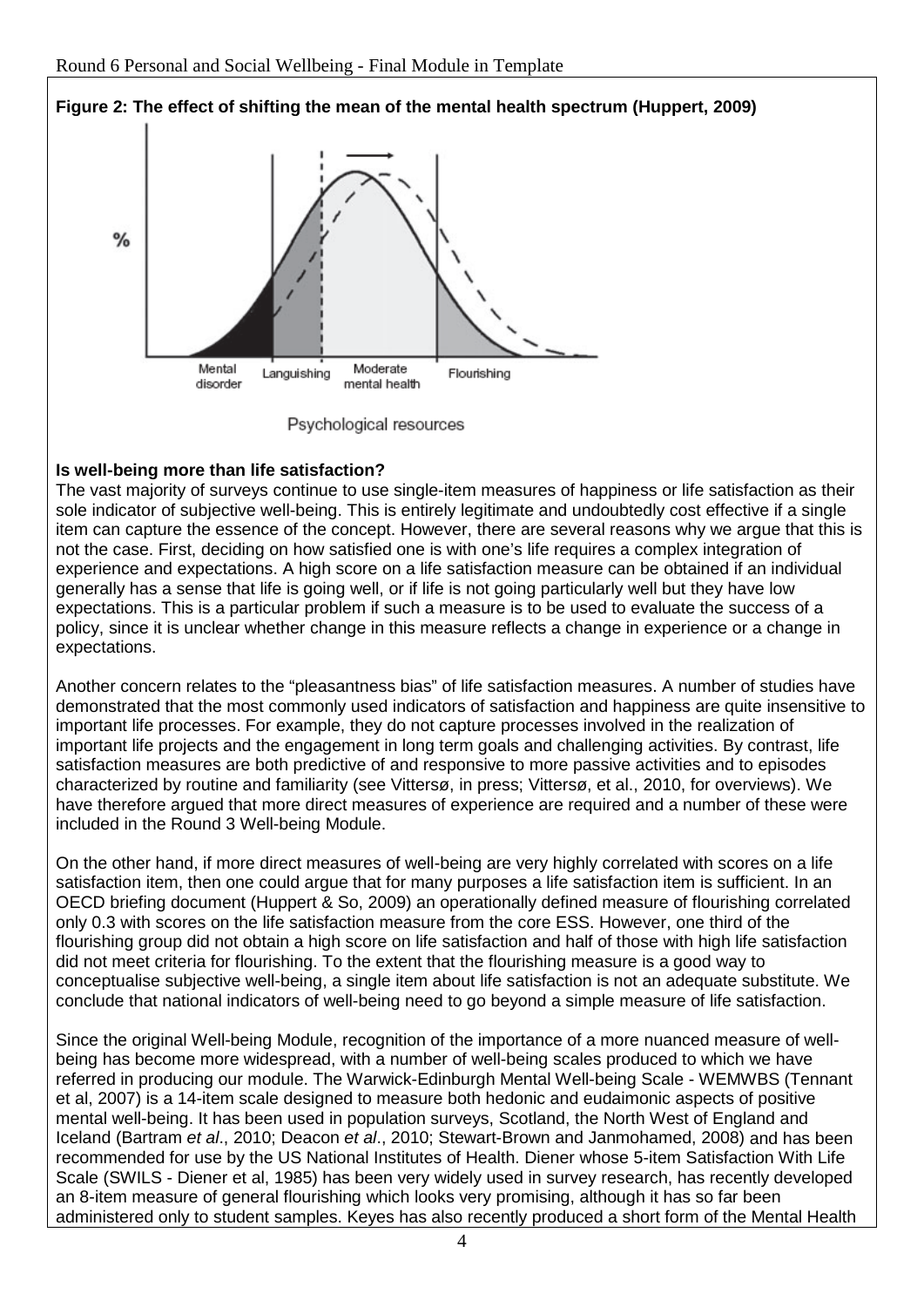**Figure 2: The effect of shifting the mean of the mental health spectrum (Huppert, 2009)**

**Is well-being more than life satisfaction?**

The vast majority of surveys continue to use single-item measures of happiness or life satisfaction as their sole indicator of subjective well-being. This is entirely legitimate and undoubtedly cost effective if a single item can capture the essence of the concept. However, there are several reasons why we argue that this is not the case. First, deciding on how satisfied one is with one's life requires a complex integration of experience and expectations. A high score on a life satisfaction measure can be obtained if an individual generally has a sense that life is going well, or if life is not going particularly well but they have low expectations. This is a particular problem if such a measure is to be used to evaluate the success of a policy, since it is unclear whether change in this measure reflects a change in experience or a change in expectations.

Another concern relates to the "pleasantness bias" of life satisfaction measures. A number of studies have demonstrated that the most commonly used indicators of satisfaction and happiness are quite insensitive to important life processes. For example, they do not capture processes involved in the realization of important life projects and the engagement in long term goals and challenging activities. By contrast, life satisfaction measures are both predictive of and responsive to more passive activities and to episodes characterized by routine and familiarity (see Vittersø, in press; Vittersø, et al., 2010, for overviews). We have therefore argued that more direct measures of experience are required and a number of these were included in the Round 3 Well-being Module.

On the other hand, if more direct measures of well-being are very highly correlated with scores on a life satisfaction item, then one could argue that for many purposes a life satisfaction item is sufficient. In an OECD briefing document (Huppert & So, 2009) an operationally defined measure of flourishing correlated only 0.3 with scores on the life satisfaction measure from the core ESS. However, one third of the flourishing group did not obtain a high score on life satisfaction and half of those with high life satisfaction did not meet criteria for flourishing. To the extent that the flourishing measure is a good way to conceptualise subjective well-being, a single item about life satisfaction is not an adequate substitute. We conclude that national indicators of well-being need to go beyond a simple measure of life satisfaction.

Since the original Well-being Module, recognition of the importance of a more nuanced measure of well-being has become more widespread, with a number of well-being scales produced to which we have referred in producing our module. The Warwick-Edinburgh Mental Well-being Scale - WEMWBS (Tennant et al, 2007) is a 14-item scale designed to measure both hedonic and eudaimonic aspects of positive mental well-being. It has been used in population surveys, Scotland, the North West of England and Iceland (Bartram *et al*., 2010; Deacon *et al*., 2010; Stewart-Brown and Janmohamed, 2008) and has been recommended for use by the US National Institutes of Health. Diener whose 5-item Satisfaction With Life Scale (SWILS - Diener et al, 1985) has been very widely used in survey research, has recently developed an 8-item measure of general flourishing which looks very promising, although it has so far been administered only to student samples. Keyes has also recently produced a short form of the Mental Health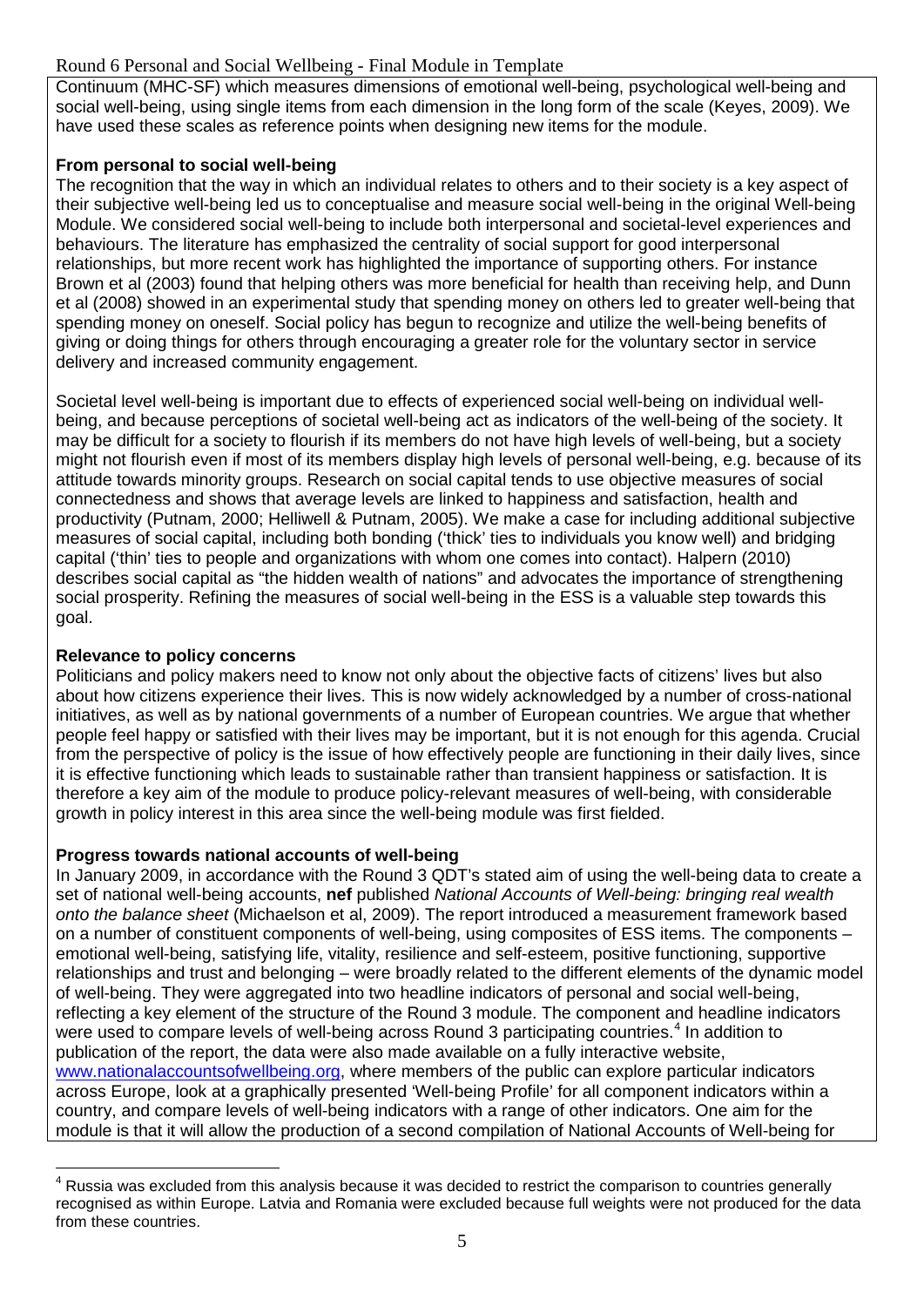Continuum (MHC-SF) which measures dimensions of emotional well-being, psychological well-being and social well-being, using single items from each dimension in the long form of the scale (Keyes, 2009). We have used these scales as reference points when designing new items for the module.

**From personal to social well-being**

The recognition that the way in which an individual relates to others and to their society is a key aspect of their subjective well-being led us to conceptualise and measure social well-being in the original Well-being Module. We considered social well-being to include both interpersonal and societal-level experiences and behaviours. The literature has emphasized the centrality of social support for good interpersonal relationships, but more recent work has highlighted the importance of supporting others. For instance Brown et al (2003) found that helping others was more beneficial for health than receiving help, and Dunn et al (2008) showed in an experimental study that spending money on others led to greater well-being that spending money on oneself. Social policy has begun to recognize and utilize the well-being benefits of giving or doing things for others through encouraging a greater role for the voluntary sector in service delivery and increased community engagement.

Societal level well-being is important due to effects of experienced social well-being on individual well-being, and because perceptions of societal well-being act as indicators of the well-being of the society. It may be difficult for a society to flourish if its members do not have high levels of well-being, but a society might not flourish even if most of its members display high levels of personal well-being, e.g. because of its attitude towards minority groups. Research on social capital tends to use objective measures of social connectedness and shows that average levels are linked to happiness and satisfaction, health and productivity (Putnam, 2000; Helliwell & Putnam, 2005). We make a case for including additional subjective measures of social capital, including both bonding ('thick' ties to individuals you know well) and bridging capital ('thin' ties to people and organizations with whom one comes into contact). Halpern (2010) describes social capital as "the hidden wealth of nations" and advocates the importance of strengthening social prosperity. Refining the measures of social well-being in the ESS is a valuable step towards this goal.

**Relevance to policy concerns**

Politicians and policy makers need to know not only about the objective facts of citizens' lives but also about how citizens experience their lives. This is now widely acknowledged by a number of cross-national initiatives, as well as by national governments of a number of European countries. We argue that whether people feel happy or satisfied with their lives may be important, but it is not enough for this agenda. Crucial from the perspective of policy is the issue of how effectively people are functioning in their daily lives, since it is effective functioning which leads to sustainable rather than transient happiness or satisfaction. It is therefore a key aim of the module to produce policy-relevant measures of well-being, with considerable growth in policy interest in this area since the well-being module was first fielded.

**Progress towards national accounts of well-being**

In January 2009, in accordance with the Round 3 QDT's stated aim of using the well-being data to create a set of national well-being accounts, **nef** published *National Accounts of Well-being: bringing real wealth onto the balance sheet* (Michaelson et al, 2009). The report introduced a measurement framework based on a number of constituent components of well-being, using composites of ESS items. The components – emotional well-being, satisfying life, vitality, resilience and self-esteem, positive functioning, supportive relationships and trust and belonging – were broadly related to the different elements of the dynamic model of well-being. They were aggregated into two headline indicators of personal and social well-being, reflecting a key element of the structure of the Round 3 module. The component and headline indicators were used to compare levels of well-being across Round 3 participating countries.[4] In addition to publication of the report, the data were also made available on a fully interactive website, www.nationalaccountsofwellbeing.org, where members of the public can explore particular indicators across Europe, look at a graphically presented 'Well-being Profile' for all component indicators within a country, and compare levels of well-being indicators with a range of other indicators. One aim for the module is that it will allow the production of a second compilation of National Accounts of Well-being for

[4] Russia was excluded from this analysis because it was decided to restrict the comparison to countries generally recognised as within Europe. Latvia and Romania were excluded because full weights were not produced for the data from these countries.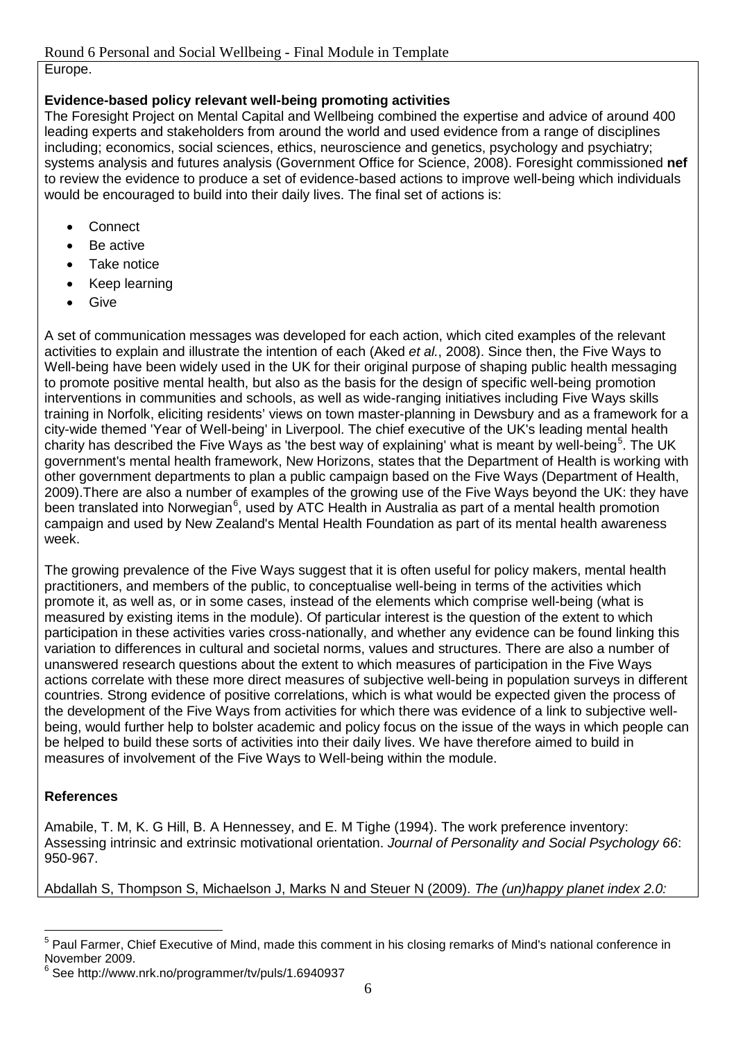Europe.

**Evidence-based policy relevant well-being promoting activities**

The Foresight Project on Mental Capital and Wellbeing combined the expertise and advice of around 400 leading experts and stakeholders from around the world and used evidence from a range of disciplines including; economics, social sciences, ethics, neuroscience and genetics, psychology and psychiatry; systems analysis and futures analysis (Government Office for Science, 2008). Foresight commissioned **nef** to review the evidence to produce a set of evidence-based actions to improve well-being which individuals would be encouraged to build into their daily lives. The final set of actions is:

- Connect
- Be active
- Take notice
- Keep learning
- Give

A set of communication messages was developed for each action, which cited examples of the relevant activities to explain and illustrate the intention of each (Aked *et al.*, 2008). Since then, the Five Ways to Well-being have been widely used in the UK for their original purpose of shaping public health messaging to promote positive mental health, but also as the basis for the design of specific well-being promotion interventions in communities and schools, as well as wide-ranging initiatives including Five Ways skills training in Norfolk, eliciting residents' views on town master-planning in Dewsbury and as a framework for a city-wide themed 'Year of Well-being' in Liverpool. The chief executive of the UK's leading mental health charity has described the Five Ways as 'the best way of explaining' what is meant by well-being[5]. The UK government's mental health framework, New Horizons, states that the Department of Health is working with other government departments to plan a public campaign based on the Five Ways (Department of Health, 2009).There are also a number of examples of the growing use of the Five Ways beyond the UK: they have been translated into Norwegian[6], used by ATC Health in Australia as part of a mental health promotion campaign and used by New Zealand's Mental Health Foundation as part of its mental health awareness week.

The growing prevalence of the Five Ways suggest that it is often useful for policy makers, mental health practitioners, and members of the public, to conceptualise well-being in terms of the activities which promote it, as well as, or in some cases, instead of the elements which comprise well-being (what is measured by existing items in the module). Of particular interest is the question of the extent to which participation in these activities varies cross-nationally, and whether any evidence can be found linking this variation to differences in cultural and societal norms, values and structures. There are also a number of unanswered research questions about the extent to which measures of participation in the Five Ways actions correlate with these more direct measures of subjective well-being in population surveys in different countries. Strong evidence of positive correlations, which is what would be expected given the process of the development of the Five Ways from activities for which there was evidence of a link to subjective well-being, would further help to bolster academic and policy focus on the issue of the ways in which people can be helped to build these sorts of activities into their daily lives. We have therefore aimed to build in measures of involvement of the Five Ways to Well-being within the module.

**References**

Amabile, T. M, K. G Hill, B. A Hennessey, and E. M Tighe (1994). The work preference inventory: Assessing intrinsic and extrinsic motivational orientation. *Journal of Personality and Social Psychology 66*: 950-967.

Abdallah S, Thompson S, Michaelson J, Marks N and Steuer N (2009). *The (un)happy planet index 2.0:*

---

[5] Paul Farmer, Chief Executive of Mind, made this comment in his closing remarks of Mind's national conference in November 2009.

[6] See http://www.nrk.no/programmer/tv/puls/1.6940937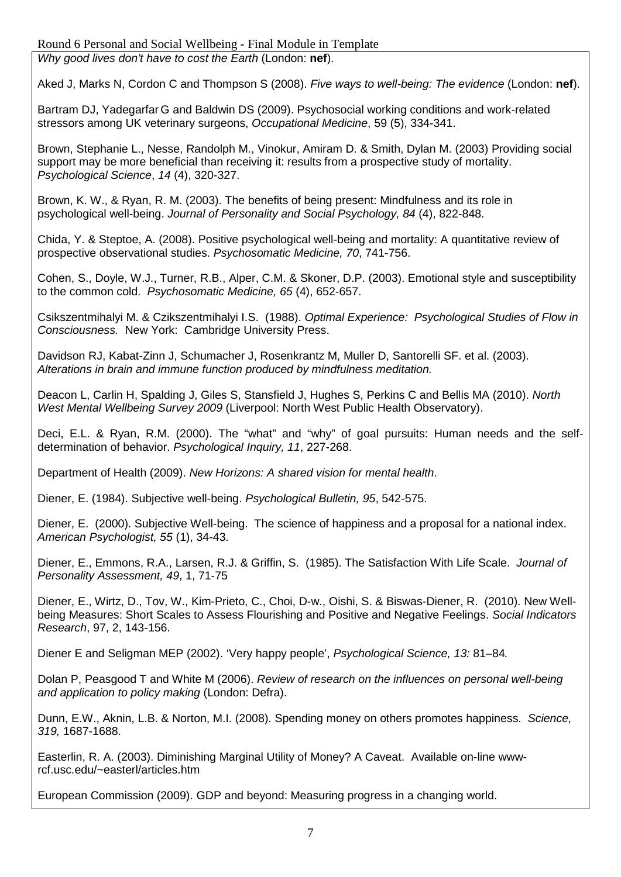*Why good lives don't have to cost the Earth* (London: **nef**).

Aked J, Marks N, Cordon C and Thompson S (2008). *Five ways to well-being: The evidence* (London: **nef**).

Bartram DJ, Yadegarfar G and Baldwin DS (2009). Psychosocial working conditions and work-related stressors among UK veterinary surgeons, *Occupational Medicine*, 59 (5), 334-341.

Brown, Stephanie L., Nesse, Randolph M., Vinokur, Amiram D. & Smith, Dylan M. (2003) Providing social support may be more beneficial than receiving it: results from a prospective study of mortality. *Psychological Science*, *14* (4), 320-327.

Brown, K. W., & Ryan, R. M. (2003). The benefits of being present: Mindfulness and its role in psychological well-being. *Journal of Personality and Social Psychology, 84* (4), 822-848.

Chida, Y. & Steptoe, A. (2008). Positive psychological well-being and mortality: A quantitative review of prospective observational studies. *Psychosomatic Medicine, 70*, 741-756.

Cohen, S., Doyle, W.J., Turner, R.B., Alper, C.M. & Skoner, D.P. (2003). Emotional style and susceptibility to the common cold. *Psychosomatic Medicine, 65* (4), 652-657.

Csikszentmihalyi M. & Czikszentmihalyi I.S. (1988). *Optimal Experience: Psychological Studies of Flow in Consciousness.* New York: Cambridge University Press.

Davidson RJ, Kabat-Zinn J, Schumacher J, Rosenkrantz M, Muller D, Santorelli SF. et al. (2003). *Alterations in brain and immune function produced by mindfulness meditation.*

Deacon L, Carlin H, Spalding J, Giles S, Stansfield J, Hughes S, Perkins C and Bellis MA (2010). *North West Mental Wellbeing Survey 2009* (Liverpool: North West Public Health Observatory).

Deci, E.L. & Ryan, R.M. (2000). The "what" and "why" of goal pursuits: Human needs and the self-determination of behavior. *Psychological Inquiry, 11*, 227-268.

Department of Health (2009). *New Horizons: A shared vision for mental health*.

Diener, E. (1984). Subjective well-being. *Psychological Bulletin, 95*, 542-575.

Diener, E. (2000). Subjective Well-being. The science of happiness and a proposal for a national index. *American Psychologist, 55* (1), 34-43.

Diener, E., Emmons, R.A., Larsen, R.J. & Griffin, S. (1985). The Satisfaction With Life Scale. *Journal of Personality Assessment, 49*, 1, 71-75

Diener, E., Wirtz, D., Tov, W., Kim-Prieto, C., Choi, D-w., Oishi, S. & Biswas-Diener, R. (2010). New Well-being Measures: Short Scales to Assess Flourishing and Positive and Negative Feelings. *Social Indicators Research*, 97, 2, 143-156.

Diener E and Seligman MEP (2002). 'Very happy people', *Psychological Science, 13:* 81–84*.*

Dolan P, Peasgood T and White M (2006). *Review of research on the influences on personal well-being and application to policy making* (London: Defra).

Dunn, E.W., Aknin, L.B. & Norton, M.I. (2008). Spending money on others promotes happiness. *Science, 319,* 1687-1688.

Easterlin, R. A. (2003). Diminishing Marginal Utility of Money? A Caveat. Available on-line www-rcf.usc.edu/~easterl/articles.htm

European Commission (2009). GDP and beyond: Measuring progress in a changing world.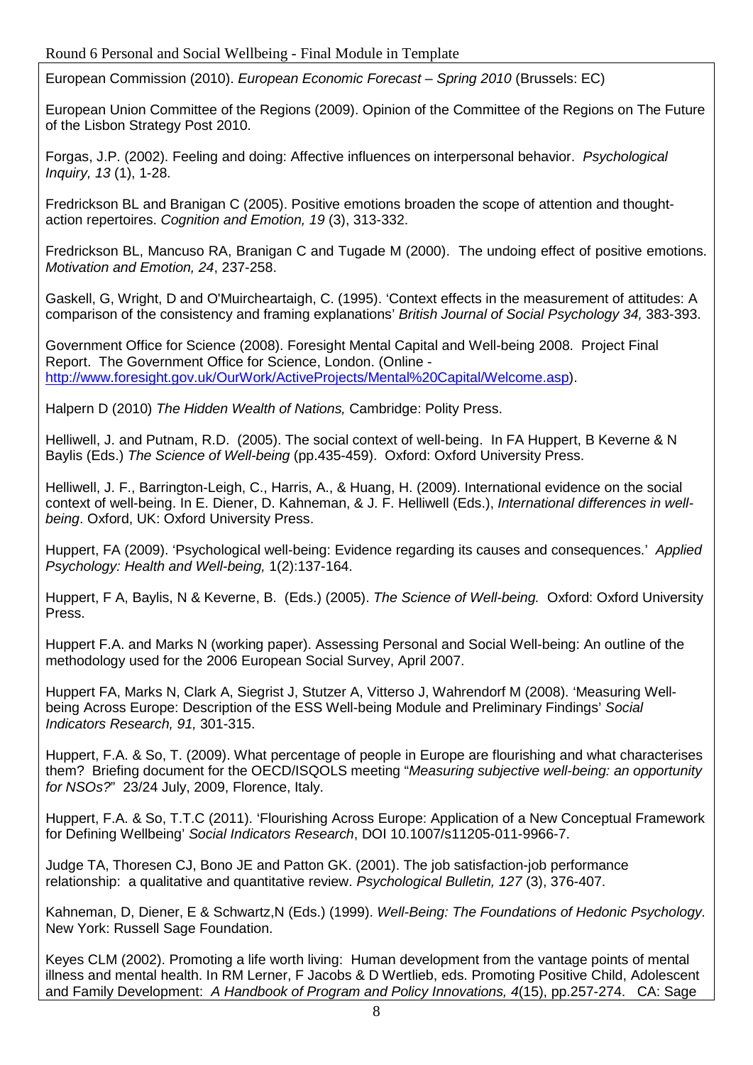European Commission (2010). *European Economic Forecast – Spring 2010* (Brussels: EC)

European Union Committee of the Regions (2009). Opinion of the Committee of the Regions on The Future of the Lisbon Strategy Post 2010.

Forgas, J.P. (2002). Feeling and doing: Affective influences on interpersonal behavior. *Psychological Inquiry, 13* (1), 1-28.

Fredrickson BL and Branigan C (2005). Positive emotions broaden the scope of attention and thought-action repertoires. *Cognition and Emotion, 19* (3), 313-332.

Fredrickson BL, Mancuso RA, Branigan C and Tugade M (2000). The undoing effect of positive emotions. *Motivation and Emotion, 24*, 237-258.

Gaskell, G, Wright, D and O'Muircheartaigh, C. (1995). 'Context effects in the measurement of attitudes: A comparison of the consistency and framing explanations' *British Journal of Social Psychology 34,* 383-393.

Government Office for Science (2008). Foresight Mental Capital and Well-being 2008. Project Final Report. The Government Office for Science, London. (Online - http://www.foresight.gov.uk/OurWork/ActiveProjects/Mental%20Capital/Welcome.asp).

Halpern D (2010) *The Hidden Wealth of Nations,* Cambridge: Polity Press.

Helliwell, J. and Putnam, R.D. (2005). The social context of well-being. In FA Huppert, B Keverne & N Baylis (Eds.) *The Science of Well-being* (pp.435-459). Oxford: Oxford University Press.

Helliwell, J. F., Barrington-Leigh, C., Harris, A., & Huang, H. (2009). International evidence on the social context of well-being. In E. Diener, D. Kahneman, & J. F. Helliwell (Eds.), *International differences in well-being*. Oxford, UK: Oxford University Press.

Huppert, FA (2009). 'Psychological well-being: Evidence regarding its causes and consequences.' *Applied Psychology: Health and Well-being,* 1(2):137-164.

Huppert, F A, Baylis, N & Keverne, B. (Eds.) (2005). *The Science of Well-being.* Oxford: Oxford University Press.

Huppert F.A. and Marks N (working paper). Assessing Personal and Social Well-being: An outline of the methodology used for the 2006 European Social Survey, April 2007.

Huppert FA, Marks N, Clark A, Siegrist J, Stutzer A, Vitterso J, Wahrendorf M (2008). 'Measuring Well-being Across Europe: Description of the ESS Well-being Module and Preliminary Findings' *Social Indicators Research, 91,* 301-315.

Huppert, F.A. & So, T. (2009). What percentage of people in Europe are flourishing and what characterises them? Briefing document for the OECD/ISQOLS meeting "*Measuring subjective well-being: an opportunity for NSOs?*" 23/24 July, 2009, Florence, Italy.

Huppert, F.A. & So, T.T.C (2011). 'Flourishing Across Europe: Application of a New Conceptual Framework for Defining Wellbeing' *Social Indicators Research*, DOI 10.1007/s11205-011-9966-7.

Judge TA, Thoresen CJ, Bono JE and Patton GK. (2001). The job satisfaction-job performance relationship: a qualitative and quantitative review. *Psychological Bulletin, 127* (3), 376-407.

Kahneman, D, Diener, E & Schwartz,N (Eds.) (1999). *Well-Being: The Foundations of Hedonic Psychology.* New York: Russell Sage Foundation.

Keyes CLM (2002). Promoting a life worth living: Human development from the vantage points of mental illness and mental health. In RM Lerner, F Jacobs & D Wertlieb, eds. Promoting Positive Child, Adolescent and Family Development: *A Handbook of Program and Policy Innovations, 4*(15), pp.257-274. CA: Sage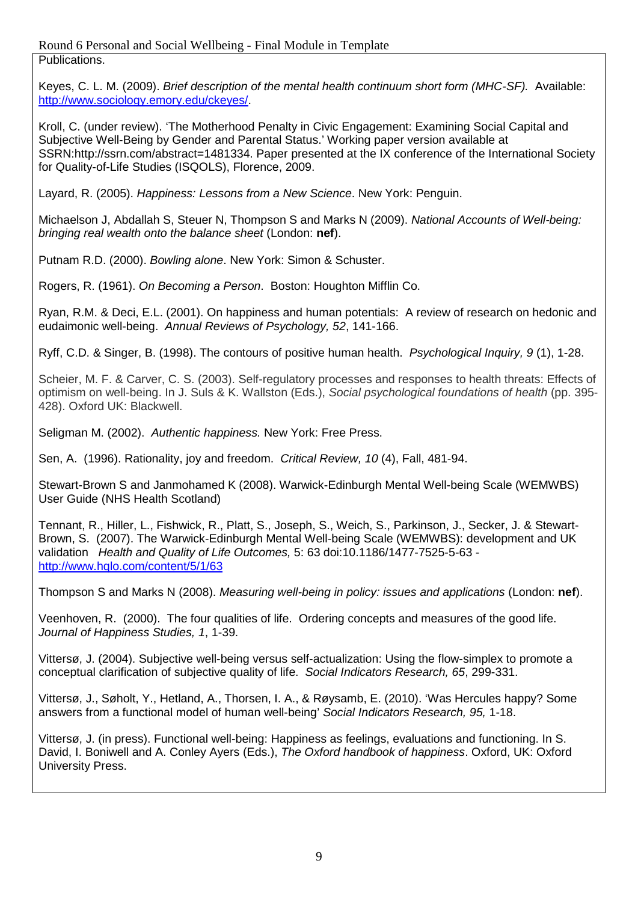Publications.

Keyes, C. L. M. (2009). *Brief description of the mental health continuum short form (MHC-SF).* Available: http://www.sociology.emory.edu/ckeyes/.

Kroll, C. (under review). 'The Motherhood Penalty in Civic Engagement: Examining Social Capital and Subjective Well-Being by Gender and Parental Status.' Working paper version available at SSRN:http://ssrn.com/abstract=1481334. Paper presented at the IX conference of the International Society for Quality-of-Life Studies (ISQOLS), Florence, 2009.

Layard, R. (2005). *Happiness: Lessons from a New Science*. New York: Penguin.

Michaelson J, Abdallah S, Steuer N, Thompson S and Marks N (2009). *National Accounts of Well-being: bringing real wealth onto the balance sheet* (London: **nef**).

Putnam R.D. (2000). *Bowling alone*. New York: Simon & Schuster.

Rogers, R. (1961). *On Becoming a Person*. Boston: Houghton Mifflin Co.

Ryan, R.M. & Deci, E.L. (2001). On happiness and human potentials: A review of research on hedonic and eudaimonic well-being. *Annual Reviews of Psychology, 52*, 141-166.

Ryff, C.D. & Singer, B. (1998). The contours of positive human health. *Psychological Inquiry, 9* (1), 1-28.

Scheier, M. F. & Carver, C. S. (2003). Self-regulatory processes and responses to health threats: Effects of optimism on well-being. In J. Suls & K. Wallston (Eds.), *Social psychological foundations of health* (pp. 395-428). Oxford UK: Blackwell.

Seligman M. (2002). *Authentic happiness.* New York: Free Press.

Sen, A. (1996). Rationality, joy and freedom. *Critical Review, 10* (4), Fall, 481-94.

Stewart-Brown S and Janmohamed K (2008). Warwick-Edinburgh Mental Well-being Scale (WEMWBS) User Guide (NHS Health Scotland)

Tennant, R., Hiller, L., Fishwick, R., Platt, S., Joseph, S., Weich, S., Parkinson, J., Secker, J. & Stewart-Brown, S. (2007). The Warwick-Edinburgh Mental Well-being Scale (WEMWBS): development and UK validation *Health and Quality of Life Outcomes,* 5: 63 doi:10.1186/1477-7525-5-63 - http://www.hqlo.com/content/5/1/63

Thompson S and Marks N (2008). *Measuring well-being in policy: issues and applications* (London: **nef**).

Veenhoven, R. (2000). The four qualities of life. Ordering concepts and measures of the good life. *Journal of Happiness Studies, 1*, 1-39.

Vittersø, J. (2004). Subjective well-being versus self-actualization: Using the flow-simplex to promote a conceptual clarification of subjective quality of life. *Social Indicators Research, 65*, 299-331.

Vittersø, J., Søholt, Y., Hetland, A., Thorsen, I. A., & Røysamb, E. (2010). 'Was Hercules happy? Some answers from a functional model of human well-being' *Social Indicators Research, 95,* 1-18.

Vittersø, J. (in press). Functional well-being: Happiness as feelings, evaluations and functioning. In S. David, I. Boniwell and A. Conley Ayers (Eds.), *The Oxford handbook of happiness*. Oxford, UK: Oxford University Press.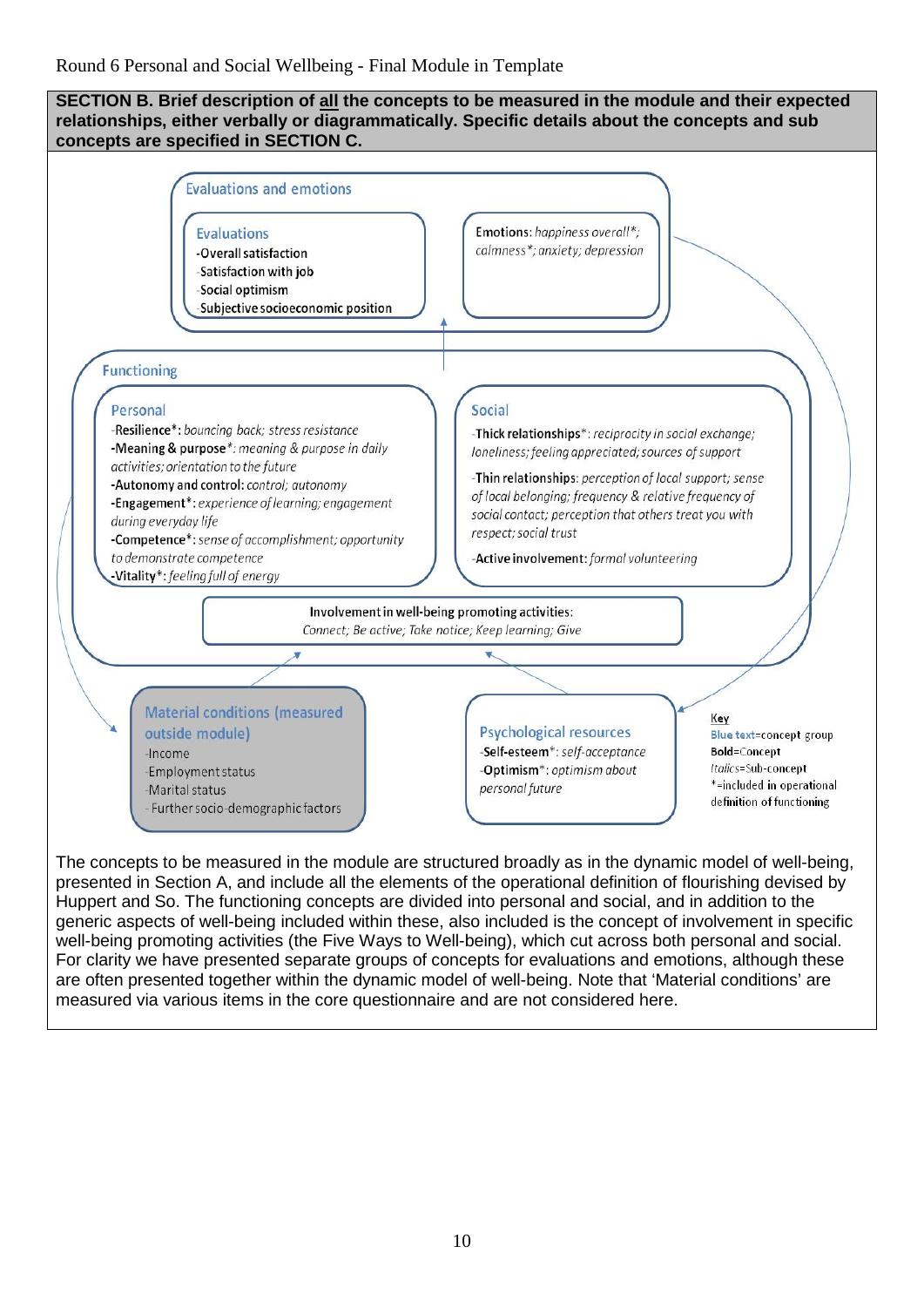Round 6 Personal and Social Wellbeing - Final Module in Template

**SECTION B. Brief description of all the concepts to be measured in the module and their expected relationships, either verbally or diagrammatically. Specific details about the concepts and sub concepts are specified in SECTION C.**

**Evaluations and emotions**

**Evaluations**
- **Overall satisfaction**
- **Satisfaction with job**
- **Social optimism**
- **Subjective socioeconomic position**

**Emotions:** *happiness overall\*; calmness\*; anxiety; depression*

**Functioning**

**Personal**
- **Resilience\*:** *bouncing back; stress resistance*
- **Meaning & purpose\*:** *meaning & purpose in daily activities; orientation to the future*
- **Autonomy and control:** *control; autonomy*
- **Engagement\*:** *experience of learning; engagement during everyday life*
- **Competence\*:** *sense of accomplishment; opportunity to demonstrate competence*
- **Vitality\*:** *feeling full of energy*

**Social**
- **Thick relationships\*:** *reciprocity in social exchange; loneliness; feeling appreciated; sources of support*
- **Thin relationships:** *perception of local support; sense of local belonging; frequency & relative frequency of social contact; perception that others treat you with respect; social trust*
- **Active involvement:** *formal volunteering*

**Involvement in well-being promoting activities:** *Connect; Be active; Take notice; Keep learning; Give*

**Material conditions (measured outside module)**
- Income
- Employment status
- Marital status
- Further socio-demographic factors

**Psychological resources**
- **Self-esteem\*:** *self-acceptance*
- **Optimism\*:** *optimism about personal future*

Key
- Blue text=concept group
- **Bold**=Concept
- *Italics*=Sub-concept
- \*=included in operational definition of functioning

The concepts to be measured in the module are structured broadly as in the dynamic model of well-being, presented in Section A, and include all the elements of the operational definition of flourishing devised by Huppert and So. The functioning concepts are divided into personal and social, and in addition to the generic aspects of well-being included within these, also included is the concept of involvement in specific well-being promoting activities (the Five Ways to Well-being), which cut across both personal and social. For clarity we have presented separate groups of concepts for evaluations and emotions, although these are often presented together within the dynamic model of well-being. Note that 'Material conditions' are measured via various items in the core questionnaire and are not considered here.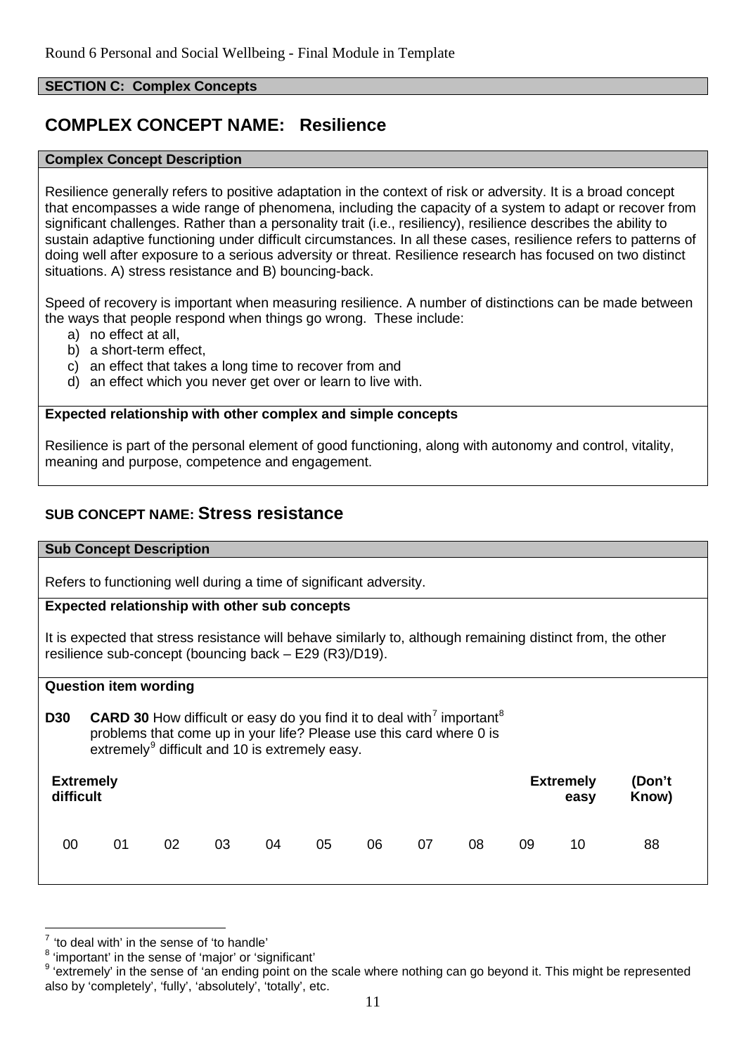**SECTION C: Complex Concepts**

# COMPLEX CONCEPT NAME: Resilience

**Complex Concept Description**

Resilience generally refers to positive adaptation in the context of risk or adversity. It is a broad concept that encompasses a wide range of phenomena, including the capacity of a system to adapt or recover from significant challenges. Rather than a personality trait (i.e., resiliency), resilience describes the ability to sustain adaptive functioning under difficult circumstances. In all these cases, resilience refers to patterns of doing well after exposure to a serious adversity or threat. Resilience research has focused on two distinct situations. A) stress resistance and B) bouncing-back.

Speed of recovery is important when measuring resilience. A number of distinctions can be made between the ways that people respond when things go wrong. These include:

a) no effect at all,
b) a short-term effect,
c) an effect that takes a long time to recover from and
d) an effect which you never get over or learn to live with.

**Expected relationship with other complex and simple concepts**

Resilience is part of the personal element of good functioning, along with autonomy and control, vitality, meaning and purpose, competence and engagement.

## SUB CONCEPT NAME: Stress resistance

**Sub Concept Description**

Refers to functioning well during a time of significant adversity.

**Expected relationship with other sub concepts**

It is expected that stress resistance will behave similarly to, although remaining distinct from, the other resilience sub-concept (bouncing back – E29 (R3)/D19).

**Question item wording**

**D30** **CARD 30** How difficult or easy do you find it to deal with[7] important[8] problems that come up in your life? Please use this card where 0 is extremely[9] difficult and 10 is extremely easy.

| Extremely difficult | | | | | | | | | | Extremely easy | (Don't Know) |
|---|---|---|---|---|---|---|---|---|---|---|---|
| 00 | 01 | 02 | 03 | 04 | 05 | 06 | 07 | 08 | 09 | 10 | 88 |

[7] 'to deal with' in the sense of 'to handle'

[8] 'important' in the sense of 'major' or 'significant'

[9] 'extremely' in the sense of 'an ending point on the scale where nothing can go beyond it. This might be represented also by 'completely', 'fully', 'absolutely', 'totally', etc.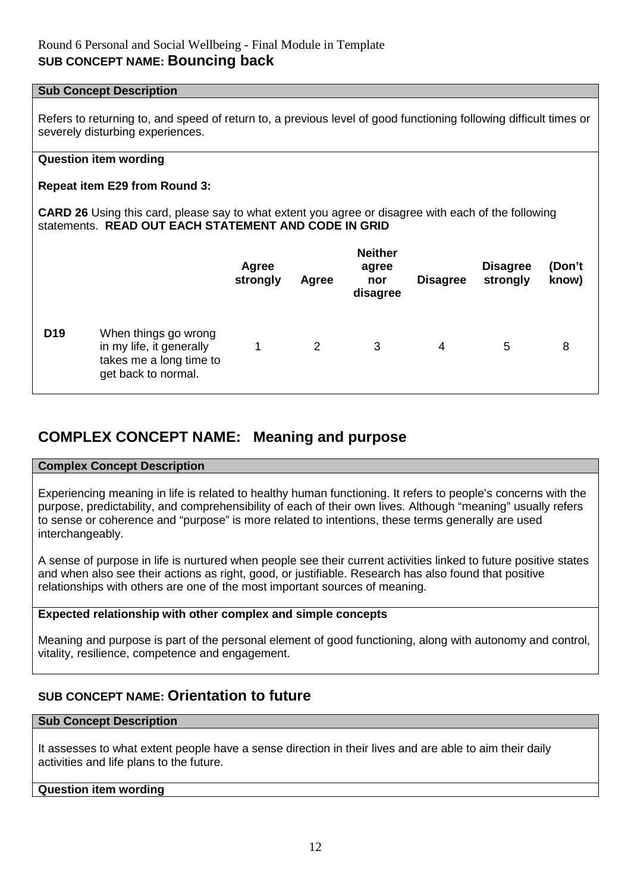Round 6 Personal and Social Wellbeing - Final Module in Template

## SUB CONCEPT NAME: Bouncing back

**Sub Concept Description**

Refers to returning to, and speed of return to, a previous level of good functioning following difficult times or severely disturbing experiences.

**Question item wording**

**Repeat item E29 from Round 3:**

**CARD 26** Using this card, please say to what extent you agree or disagree with each of the following statements. **READ OUT EACH STATEMENT AND CODE IN GRID**

| | | Agree strongly | Agree | Neither agree nor disagree | Disagree | Disagree strongly | (Don't know) |
|---|---|---|---|---|---|---|---|
| **D19** | When things go wrong in my life, it generally takes me a long time to get back to normal. | 1 | 2 | 3 | 4 | 5 | 8 |

# COMPLEX CONCEPT NAME: Meaning and purpose

**Complex Concept Description**

Experiencing meaning in life is related to healthy human functioning. It refers to people's concerns with the purpose, predictability, and comprehensibility of each of their own lives. Although "meaning" usually refers to sense or coherence and "purpose" is more related to intentions, these terms generally are used interchangeably.

A sense of purpose in life is nurtured when people see their current activities linked to future positive states and when also see their actions as right, good, or justifiable. Research has also found that positive relationships with others are one of the most important sources of meaning.

**Expected relationship with other complex and simple concepts**

Meaning and purpose is part of the personal element of good functioning, along with autonomy and control, vitality, resilience, competence and engagement.

## SUB CONCEPT NAME: Orientation to future

**Sub Concept Description**

It assesses to what extent people have a sense direction in their lives and are able to aim their daily activities and life plans to the future.

**Question item wording**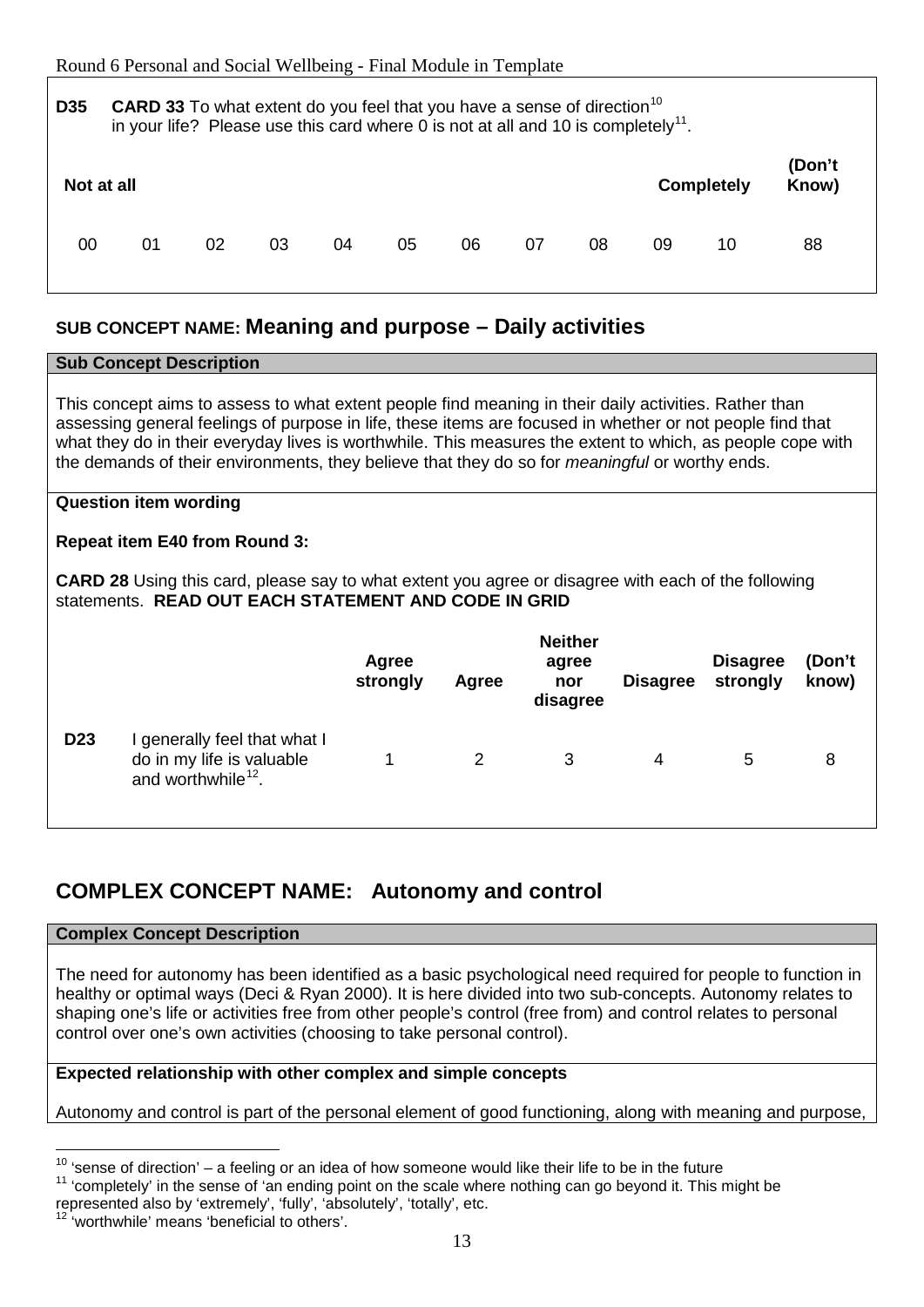**D35** **CARD 33** To what extent do you feel that you have a sense of direction[10] in your life? Please use this card where 0 is not at all and 10 is completely[11].

| Not at all | | | | | | | | | | Completely | (Don't Know) |
|---|---|---|---|---|---|---|---|---|---|---|---|
| 00 | 01 | 02 | 03 | 04 | 05 | 06 | 07 | 08 | 09 | 10 | 88 |

## SUB CONCEPT NAME: Meaning and purpose – Daily activities

**Sub Concept Description**

This concept aims to assess to what extent people find meaning in their daily activities. Rather than assessing general feelings of purpose in life, these items are focused in whether or not people find that what they do in their everyday lives is worthwhile. This measures the extent to which, as people cope with the demands of their environments, they believe that they do so for *meaningful* or worthy ends.

**Question item wording**

**Repeat item E40 from Round 3:**

**CARD 28** Using this card, please say to what extent you agree or disagree with each of the following statements. **READ OUT EACH STATEMENT AND CODE IN GRID**

| | | Agree strongly | Agree | Neither agree nor disagree | Disagree | Disagree strongly | (Don't know) |
|---|---|---|---|---|---|---|---|
| **D23** | I generally feel that what I do in my life is valuable and worthwhile[12]. | 1 | 2 | 3 | 4 | 5 | 8 |

# COMPLEX CONCEPT NAME: Autonomy and control

**Complex Concept Description**

The need for autonomy has been identified as a basic psychological need required for people to function in healthy or optimal ways (Deci & Ryan 2000). It is here divided into two sub-concepts. Autonomy relates to shaping one's life or activities free from other people's control (free from) and control relates to personal control over one's own activities (choosing to take personal control).

**Expected relationship with other complex and simple concepts**

Autonomy and control is part of the personal element of good functioning, along with meaning and purpose,

---

[10] 'sense of direction' – a feeling or an idea of how someone would like their life to be in the future

[11] 'completely' in the sense of 'an ending point on the scale where nothing can go beyond it. This might be represented also by 'extremely', 'fully', 'absolutely', 'totally', etc.

[12] 'worthwhile' means 'beneficial to others'.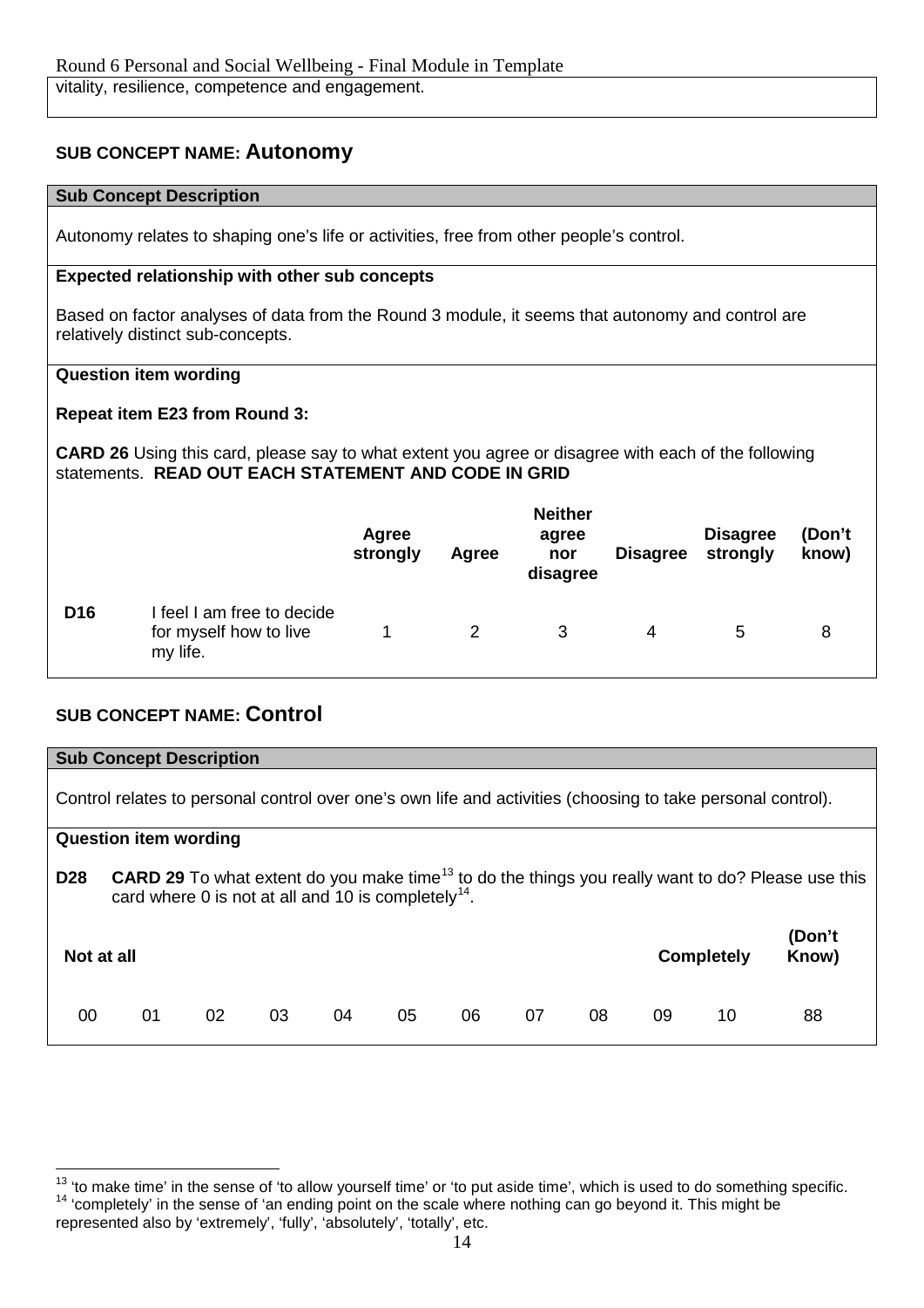vitality, resilience, competence and engagement.

## SUB CONCEPT NAME: Autonomy

**Sub Concept Description**

Autonomy relates to shaping one's life or activities, free from other people's control.

**Expected relationship with other sub concepts**

Based on factor analyses of data from the Round 3 module, it seems that autonomy and control are relatively distinct sub-concepts.

**Question item wording**

**Repeat item E23 from Round 3:**

**CARD 26** Using this card, please say to what extent you agree or disagree with each of the following statements. **READ OUT EACH STATEMENT AND CODE IN GRID**

| | | Agree strongly | Agree | Neither agree nor disagree | Disagree | Disagree strongly | (Don't know) |
|---|---|---|---|---|---|---|---|
| **D16** | I feel I am free to decide for myself how to live my life. | 1 | 2 | 3 | 4 | 5 | 8 |

## SUB CONCEPT NAME: Control

**Sub Concept Description**

Control relates to personal control over one's own life and activities (choosing to take personal control).

**Question item wording**

**D28** **CARD 29** To what extent do you make time[13] to do the things you really want to do? Please use this card where 0 is not at all and 10 is completely[14].

| Not at all | | | | | | | | | | Completely | (Don't Know) |
|---|---|---|---|---|---|---|---|---|---|---|---|
| 00 | 01 | 02 | 03 | 04 | 05 | 06 | 07 | 08 | 09 | 10 | 88 |

[13] 'to make time' in the sense of 'to allow yourself time' or 'to put aside time', which is used to do something specific.
[14] 'completely' in the sense of 'an ending point on the scale where nothing can go beyond it. This might be represented also by 'extremely', 'fully', 'absolutely', 'totally', etc.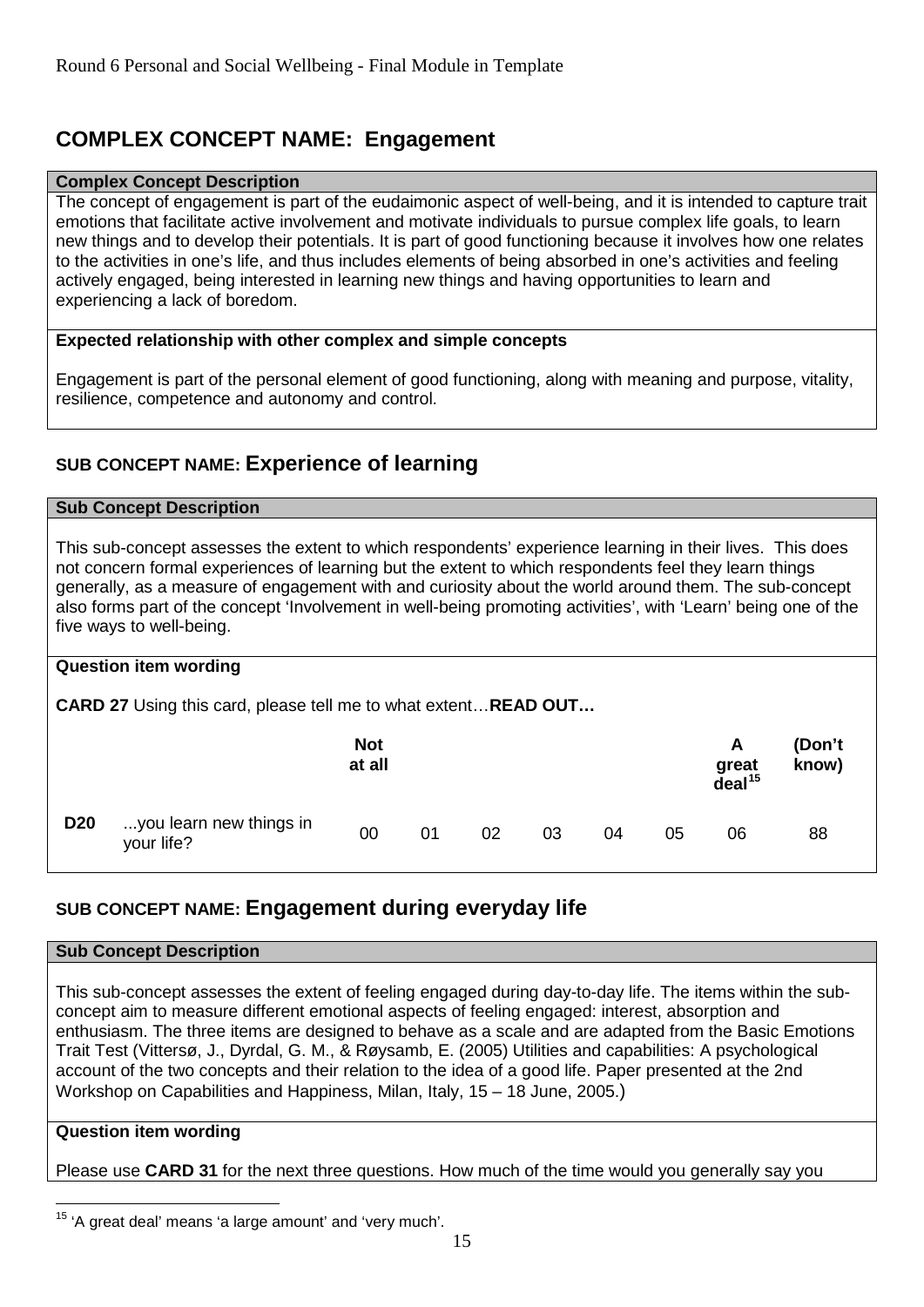## COMPLEX CONCEPT NAME: Engagement

**Complex Concept Description**

The concept of engagement is part of the eudaimonic aspect of well-being, and it is intended to capture trait emotions that facilitate active involvement and motivate individuals to pursue complex life goals, to learn new things and to develop their potentials. It is part of good functioning because it involves how one relates to the activities in one's life, and thus includes elements of being absorbed in one's activities and feeling actively engaged, being interested in learning new things and having opportunities to learn and experiencing a lack of boredom.

**Expected relationship with other complex and simple concepts**

Engagement is part of the personal element of good functioning, along with meaning and purpose, vitality, resilience, competence and autonomy and control.

### SUB CONCEPT NAME: Experience of learning

**Sub Concept Description**

This sub-concept assesses the extent to which respondents' experience learning in their lives. This does not concern formal experiences of learning but the extent to which respondents feel they learn things generally, as a measure of engagement with and curiosity about the world around them. The sub-concept also forms part of the concept 'Involvement in well-being promoting activities', with 'Learn' being one of the five ways to well-being.

**Question item wording**

**CARD 27** Using this card, please tell me to what extent…**READ OUT…**

| | | Not at all | | | | | | A great deal[15] | (Don't know) |
|---|---|---|---|---|---|---|---|---|---|
| **D20** | ...you learn new things in your life? | 00 | 01 | 02 | 03 | 04 | 05 | 06 | 88 |

### SUB CONCEPT NAME: Engagement during everyday life

**Sub Concept Description**

This sub-concept assesses the extent of feeling engaged during day-to-day life. The items within the sub-concept aim to measure different emotional aspects of feeling engaged: interest, absorption and enthusiasm. The three items are designed to behave as a scale and are adapted from the Basic Emotions Trait Test (Vittersø, J., Dyrdal, G. M., & Røysamb, E. (2005) Utilities and capabilities: A psychological account of the two concepts and their relation to the idea of a good life. Paper presented at the 2nd Workshop on Capabilities and Happiness, Milan, Italy, 15 – 18 June, 2005.)

**Question item wording**

Please use **CARD 31** for the next three questions. How much of the time would you generally say you

[15] 'A great deal' means 'a large amount' and 'very much'.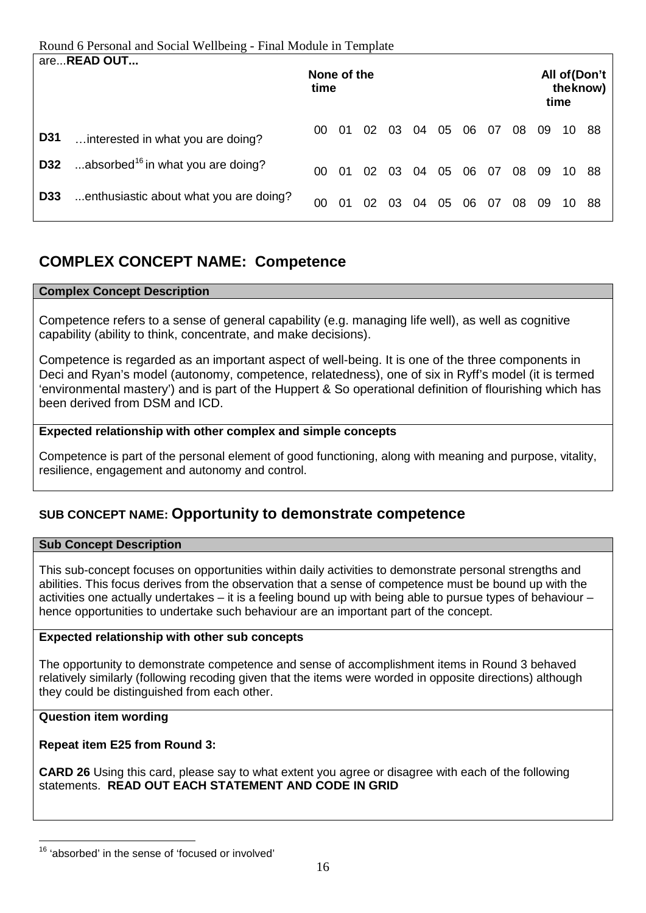are...**READ OUT...**

| | | None of the time | | | | | | | | | | All of the time | (Don't know) |
|---|---|---|---|---|---|---|---|---|---|---|---|---|---|
| **D31** | …interested in what you are doing? | 00 | 01 | 02 | 03 | 04 | 05 | 06 | 07 | 08 | 09 | 10 | 88 |
| **D32** | ...absorbed[16] in what you are doing? | 00 | 01 | 02 | 03 | 04 | 05 | 06 | 07 | 08 | 09 | 10 | 88 |
| **D33** | ...enthusiastic about what you are doing? | 00 | 01 | 02 | 03 | 04 | 05 | 06 | 07 | 08 | 09 | 10 | 88 |

## COMPLEX CONCEPT NAME: Competence

**Complex Concept Description**

Competence refers to a sense of general capability (e.g. managing life well), as well as cognitive capability (ability to think, concentrate, and make decisions).

Competence is regarded as an important aspect of well-being. It is one of the three components in Deci and Ryan's model (autonomy, competence, relatedness), one of six in Ryff's model (it is termed 'environmental mastery') and is part of the Huppert & So operational definition of flourishing which has been derived from DSM and ICD.

**Expected relationship with other complex and simple concepts**

Competence is part of the personal element of good functioning, along with meaning and purpose, vitality, resilience, engagement and autonomy and control.

### SUB CONCEPT NAME: Opportunity to demonstrate competence

**Sub Concept Description**

This sub-concept focuses on opportunities within daily activities to demonstrate personal strengths and abilities. This focus derives from the observation that a sense of competence must be bound up with the activities one actually undertakes – it is a feeling bound up with being able to pursue types of behaviour – hence opportunities to undertake such behaviour are an important part of the concept.

**Expected relationship with other sub concepts**

The opportunity to demonstrate competence and sense of accomplishment items in Round 3 behaved relatively similarly (following recoding given that the items were worded in opposite directions) although they could be distinguished from each other.

**Question item wording**

**Repeat item E25 from Round 3:**

**CARD 26** Using this card, please say to what extent you agree or disagree with each of the following statements. **READ OUT EACH STATEMENT AND CODE IN GRID**

[16] 'absorbed' in the sense of 'focused or involved'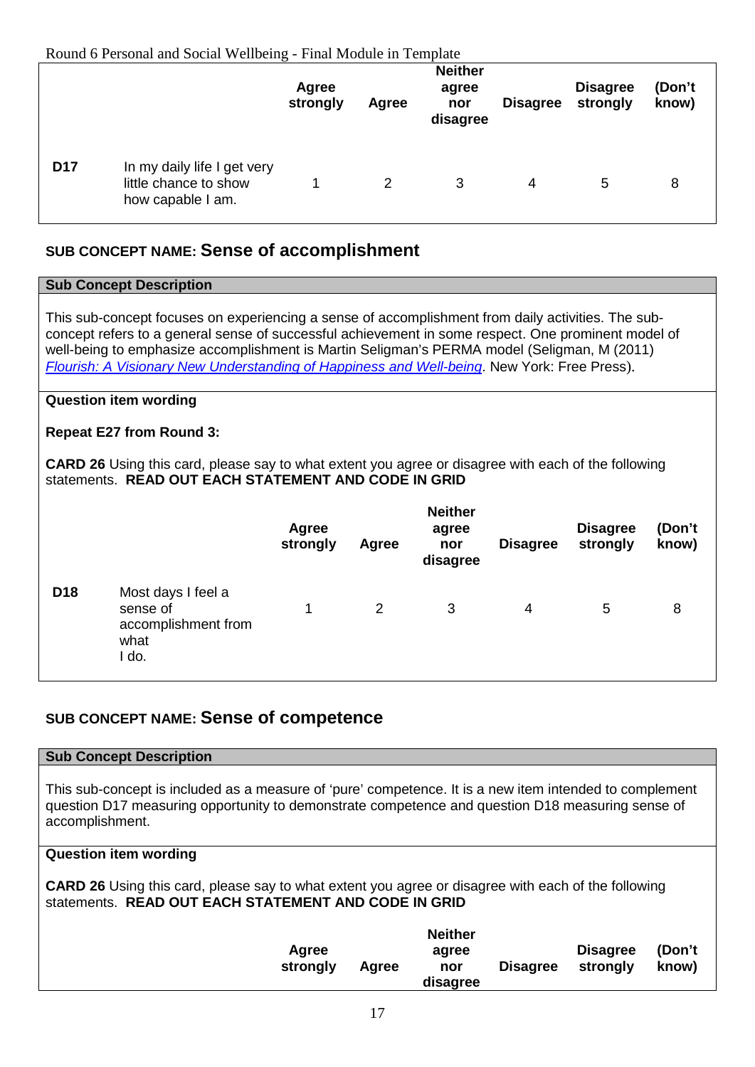| | | Agree strongly | Agree | Neither agree nor disagree | Disagree | Disagree strongly | (Don't know) |
|---|---|---|---|---|---|---|---|
| D17 | In my daily life I get very little chance to show how capable I am. | 1 | 2 | 3 | 4 | 5 | 8 |

## SUB CONCEPT NAME: Sense of accomplishment

**Sub Concept Description**

This sub-concept focuses on experiencing a sense of accomplishment from daily activities. The sub-concept refers to a general sense of successful achievement in some respect. One prominent model of well-being to emphasize accomplishment is Martin Seligman's PERMA model (Seligman, M (2011) *Flourish: A Visionary New Understanding of Happiness and Well-being*. New York: Free Press).

**Question item wording**

**Repeat E27 from Round 3:**

**CARD 26** Using this card, please say to what extent you agree or disagree with each of the following statements. **READ OUT EACH STATEMENT AND CODE IN GRID**

| | | Agree strongly | Agree | Neither agree nor disagree | Disagree | Disagree strongly | (Don't know) |
|---|---|---|---|---|---|---|---|
| D18 | Most days I feel a sense of accomplishment from what I do. | 1 | 2 | 3 | 4 | 5 | 8 |

## SUB CONCEPT NAME: Sense of competence

**Sub Concept Description**

This sub-concept is included as a measure of 'pure' competence. It is a new item intended to complement question D17 measuring opportunity to demonstrate competence and question D18 measuring sense of accomplishment.

**Question item wording**

**CARD 26** Using this card, please say to what extent you agree or disagree with each of the following statements. **READ OUT EACH STATEMENT AND CODE IN GRID**

| | | Agree strongly | Agree | Neither agree nor disagree | Disagree | Disagree strongly | (Don't know) |
|---|---|---|---|---|---|---|---|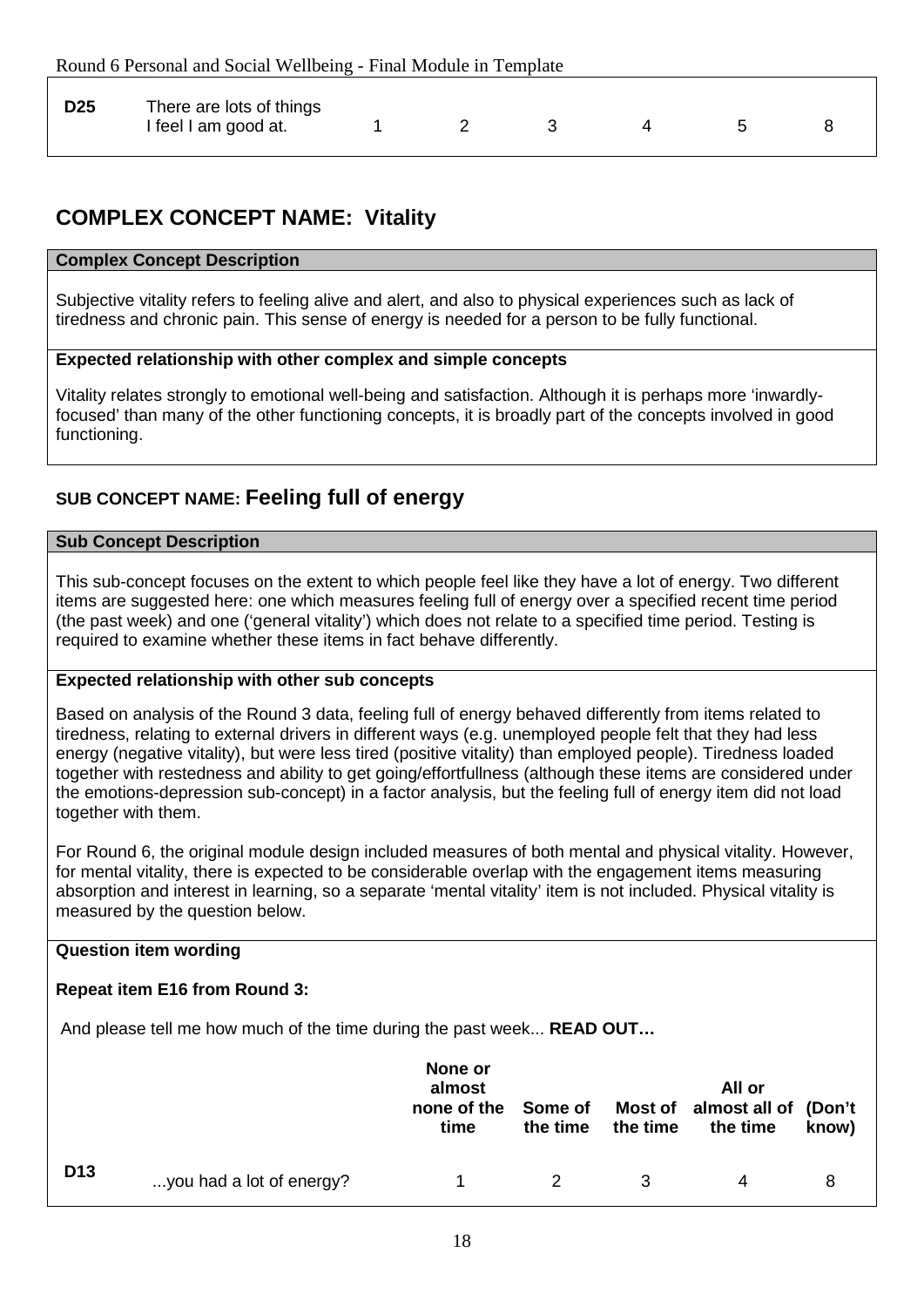| D25 | There are lots of things I feel I am good at. | 1 | 2 | 3 | 4 | 5 | 8 |
|---|---|---|---|---|---|---|---|

## COMPLEX CONCEPT NAME: Vitality

**Complex Concept Description**

Subjective vitality refers to feeling alive and alert, and also to physical experiences such as lack of tiredness and chronic pain. This sense of energy is needed for a person to be fully functional.

**Expected relationship with other complex and simple concepts**

Vitality relates strongly to emotional well-being and satisfaction. Although it is perhaps more 'inwardly-focused' than many of the other functioning concepts, it is broadly part of the concepts involved in good functioning.

### SUB CONCEPT NAME: Feeling full of energy

**Sub Concept Description**

This sub-concept focuses on the extent to which people feel like they have a lot of energy. Two different items are suggested here: one which measures feeling full of energy over a specified recent time period (the past week) and one ('general vitality') which does not relate to a specified time period. Testing is required to examine whether these items in fact behave differently.

**Expected relationship with other sub concepts**

Based on analysis of the Round 3 data, feeling full of energy behaved differently from items related to tiredness, relating to external drivers in different ways (e.g. unemployed people felt that they had less energy (negative vitality), but were less tired (positive vitality) than employed people). Tiredness loaded together with restedness and ability to get going/effortfullness (although these items are considered under the emotions-depression sub-concept) in a factor analysis, but the feeling full of energy item did not load together with them.

For Round 6, the original module design included measures of both mental and physical vitality. However, for mental vitality, there is expected to be considerable overlap with the engagement items measuring absorption and interest in learning, so a separate 'mental vitality' item is not included. Physical vitality is measured by the question below.

**Question item wording**

**Repeat item E16 from Round 3:**

And please tell me how much of the time during the past week... **READ OUT…**

| | | None or almost none of the time | Some of the time | Most of the time | All or almost all of the time | (Don't know) |
|---|---|---|---|---|---|---|
| D13 | ...you had a lot of energy? | 1 | 2 | 3 | 4 | 8 |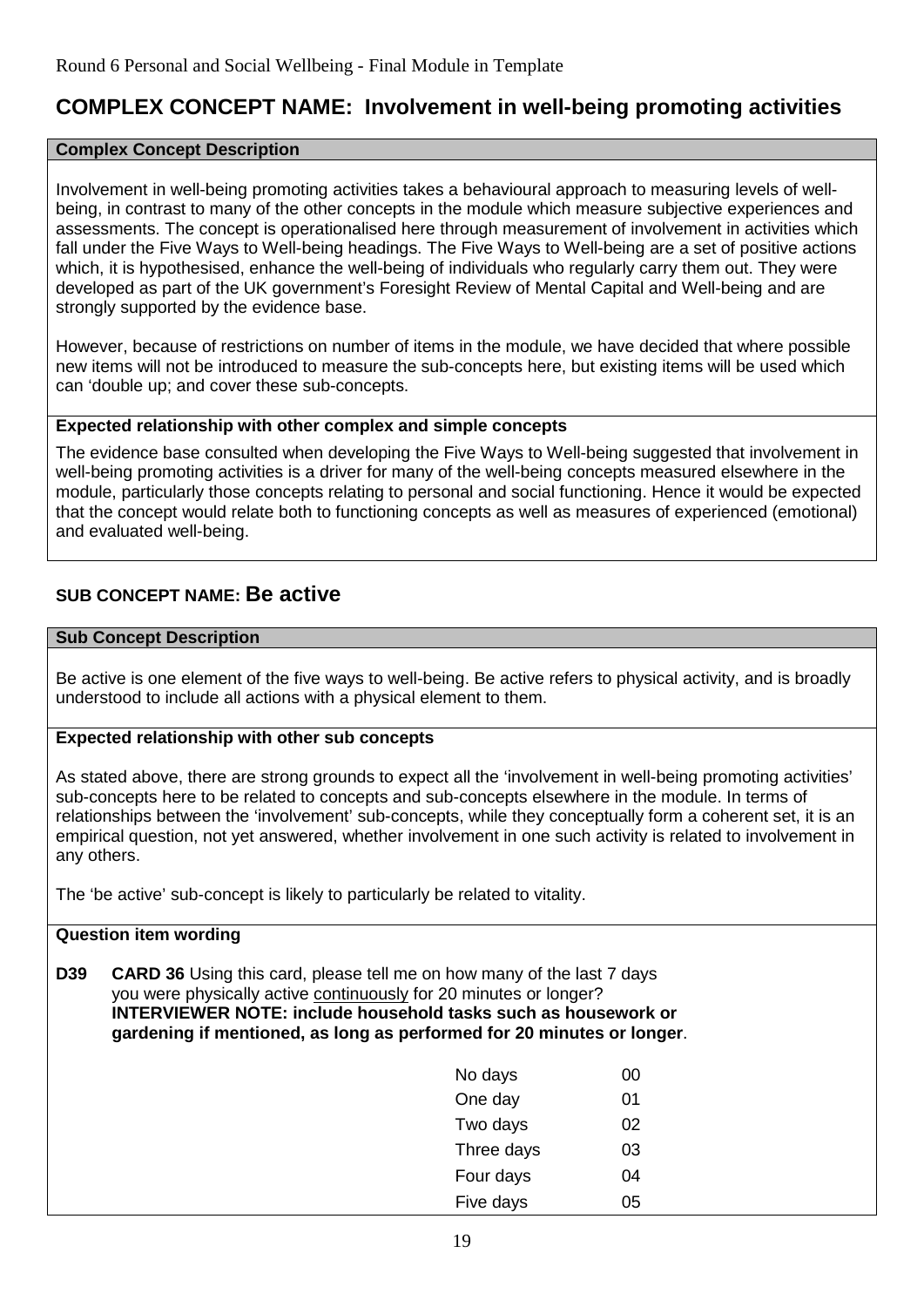# COMPLEX CONCEPT NAME: Involvement in well-being promoting activities

**Complex Concept Description**

Involvement in well-being promoting activities takes a behavioural approach to measuring levels of well-being, in contrast to many of the other concepts in the module which measure subjective experiences and assessments. The concept is operationalised here through measurement of involvement in activities which fall under the Five Ways to Well-being headings. The Five Ways to Well-being are a set of positive actions which, it is hypothesised, enhance the well-being of individuals who regularly carry them out. They were developed as part of the UK government's Foresight Review of Mental Capital and Well-being and are strongly supported by the evidence base.

However, because of restrictions on number of items in the module, we have decided that where possible new items will not be introduced to measure the sub-concepts here, but existing items will be used which can 'double up; and cover these sub-concepts.

**Expected relationship with other complex and simple concepts**

The evidence base consulted when developing the Five Ways to Well-being suggested that involvement in well-being promoting activities is a driver for many of the well-being concepts measured elsewhere in the module, particularly those concepts relating to personal and social functioning. Hence it would be expected that the concept would relate both to functioning concepts as well as measures of experienced (emotional) and evaluated well-being.

## SUB CONCEPT NAME: Be active

**Sub Concept Description**

Be active is one element of the five ways to well-being. Be active refers to physical activity, and is broadly understood to include all actions with a physical element to them.

**Expected relationship with other sub concepts**

As stated above, there are strong grounds to expect all the 'involvement in well-being promoting activities' sub-concepts here to be related to concepts and sub-concepts elsewhere in the module. In terms of relationships between the 'involvement' sub-concepts, while they conceptually form a coherent set, it is an empirical question, not yet answered, whether involvement in one such activity is related to involvement in any others.

The 'be active' sub-concept is likely to particularly be related to vitality.

**Question item wording**

**D39** **CARD 36** Using this card, please tell me on how many of the last 7 days you were physically active continuously for 20 minutes or longer?
**INTERVIEWER NOTE: include household tasks such as housework or gardening if mentioned, as long as performed for 20 minutes or longer**.

| | |
|---|---|
| No days | 00 |
| One day | 01 |
| Two days | 02 |
| Three days | 03 |
| Four days | 04 |
| Five days | 05 |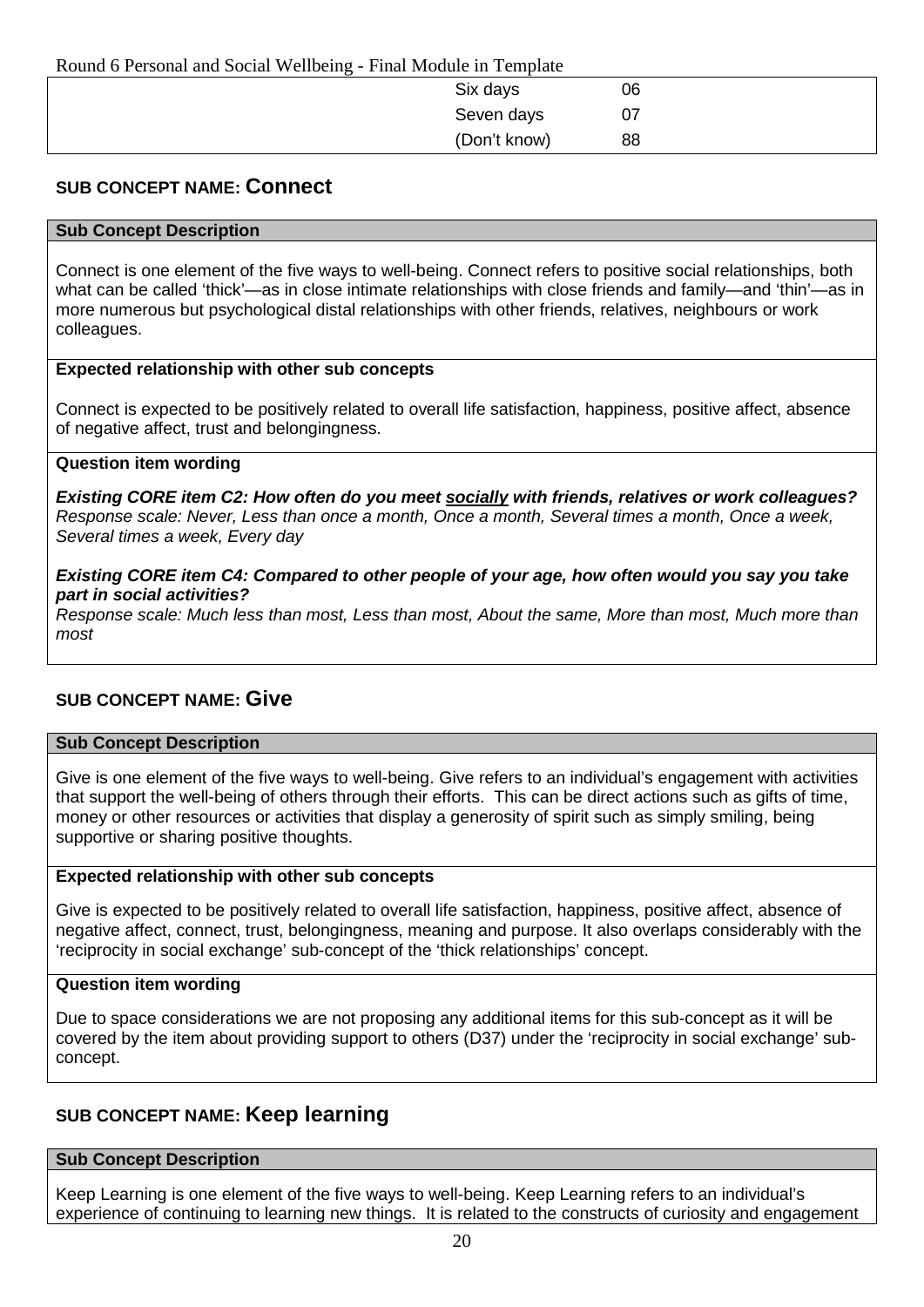| | | |
|---|---|---|
| | Six days | 06 |
| | Seven days | 07 |
| | (Don't know) | 88 |

## SUB CONCEPT NAME: Connect

**Sub Concept Description**

Connect is one element of the five ways to well-being. Connect refers to positive social relationships, both what can be called 'thick'—as in close intimate relationships with close friends and family—and 'thin'—as in more numerous but psychological distal relationships with other friends, relatives, neighbours or work colleagues.

**Expected relationship with other sub concepts**

Connect is expected to be positively related to overall life satisfaction, happiness, positive affect, absence of negative affect, trust and belongingness.

**Question item wording**

***Existing CORE item C2: How often do you meet socially with friends, relatives or work colleagues?***
*Response scale: Never, Less than once a month, Once a month, Several times a month, Once a week, Several times a week, Every day*

***Existing CORE item C4: Compared to other people of your age, how often would you say you take part in social activities?***
*Response scale: Much less than most, Less than most, About the same, More than most, Much more than most*

## SUB CONCEPT NAME: Give

**Sub Concept Description**

Give is one element of the five ways to well-being. Give refers to an individual's engagement with activities that support the well-being of others through their efforts. This can be direct actions such as gifts of time, money or other resources or activities that display a generosity of spirit such as simply smiling, being supportive or sharing positive thoughts.

**Expected relationship with other sub concepts**

Give is expected to be positively related to overall life satisfaction, happiness, positive affect, absence of negative affect, connect, trust, belongingness, meaning and purpose. It also overlaps considerably with the 'reciprocity in social exchange' sub-concept of the 'thick relationships' concept.

**Question item wording**

Due to space considerations we are not proposing any additional items for this sub-concept as it will be covered by the item about providing support to others (D37) under the 'reciprocity in social exchange' sub-concept.

## SUB CONCEPT NAME: Keep learning

**Sub Concept Description**

Keep Learning is one element of the five ways to well-being. Keep Learning refers to an individual's experience of continuing to learning new things. It is related to the constructs of curiosity and engagement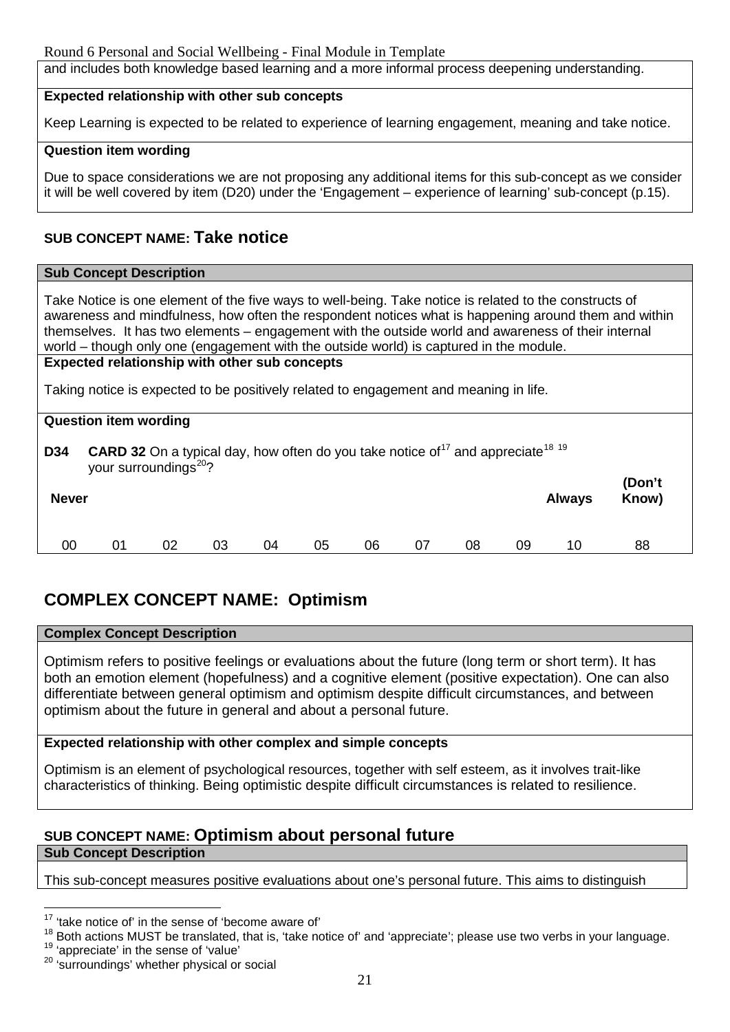and includes both knowledge based learning and a more informal process deepening understanding.

**Expected relationship with other sub concepts**

Keep Learning is expected to be related to experience of learning engagement, meaning and take notice.

**Question item wording**

Due to space considerations we are not proposing any additional items for this sub-concept as we consider it will be well covered by item (D20) under the 'Engagement – experience of learning' sub-concept (p.15).

### SUB CONCEPT NAME: Take notice

**Sub Concept Description**

Take Notice is one element of the five ways to well-being. Take notice is related to the constructs of awareness and mindfulness, how often the respondent notices what is happening around them and within themselves. It has two elements – engagement with the outside world and awareness of their internal world – though only one (engagement with the outside world) is captured in the module.

**Expected relationship with other sub concepts**

Taking notice is expected to be positively related to engagement and meaning in life.

**Question item wording**

**D34** **CARD 32** On a typical day, how often do you take notice of[17] and appreciate[18] [19] your surroundings[20]?

| Never | | | | | | | | | | Always | (Don't Know) |
|---|---|---|---|---|---|---|---|---|---|---|---|
| 00 | 01 | 02 | 03 | 04 | 05 | 06 | 07 | 08 | 09 | 10 | 88 |

## COMPLEX CONCEPT NAME: Optimism

**Complex Concept Description**

Optimism refers to positive feelings or evaluations about the future (long term or short term). It has both an emotion element (hopefulness) and a cognitive element (positive expectation). One can also differentiate between general optimism and optimism despite difficult circumstances, and between optimism about the future in general and about a personal future.

**Expected relationship with other complex and simple concepts**

Optimism is an element of psychological resources, together with self esteem, as it involves trait-like characteristics of thinking. Being optimistic despite difficult circumstances is related to resilience.

### SUB CONCEPT NAME: Optimism about personal future

**Sub Concept Description**

This sub-concept measures positive evaluations about one's personal future. This aims to distinguish

[17] 'take notice of' in the sense of 'become aware of'

[18] Both actions MUST be translated, that is, 'take notice of' and 'appreciate'; please use two verbs in your language.

[19] 'appreciate' in the sense of 'value'

[20] 'surroundings' whether physical or social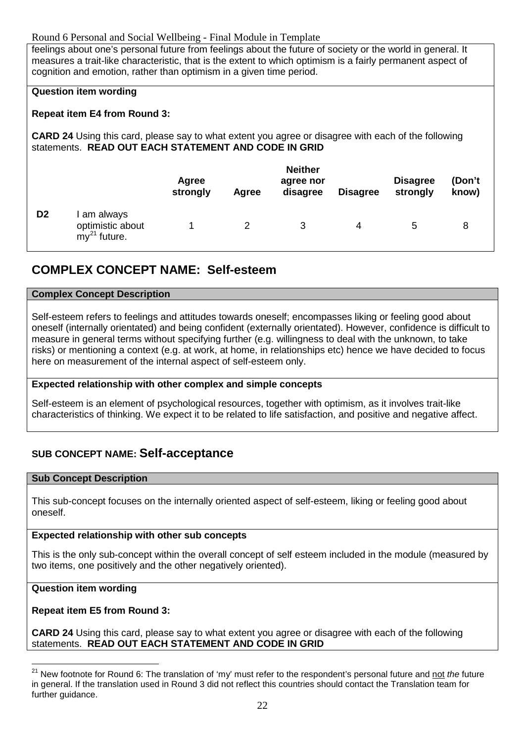feelings about one's personal future from feelings about the future of society or the world in general. It measures a trait-like characteristic, that is the extent to which optimism is a fairly permanent aspect of cognition and emotion, rather than optimism in a given time period.

**Question item wording**

**Repeat item E4 from Round 3:**

**CARD 24** Using this card, please say to what extent you agree or disagree with each of the following statements. **READ OUT EACH STATEMENT AND CODE IN GRID**

| | | Agree strongly | Agree | Neither agree nor disagree | Disagree | Disagree strongly | (Don't know) |
|---|---|---|---|---|---|---|---|
| **D2** | I am always optimistic about my[21] future. | 1 | 2 | 3 | 4 | 5 | 8 |

## COMPLEX CONCEPT NAME: Self-esteem

**Complex Concept Description**

Self-esteem refers to feelings and attitudes towards oneself; encompasses liking or feeling good about oneself (internally orientated) and being confident (externally orientated). However, confidence is difficult to measure in general terms without specifying further (e.g. willingness to deal with the unknown, to take risks) or mentioning a context (e.g. at work, at home, in relationships etc) hence we have decided to focus here on measurement of the internal aspect of self-esteem only.

**Expected relationship with other complex and simple concepts**

Self-esteem is an element of psychological resources, together with optimism, as it involves trait-like characteristics of thinking. We expect it to be related to life satisfaction, and positive and negative affect.

### SUB CONCEPT NAME: Self-acceptance

**Sub Concept Description**

This sub-concept focuses on the internally oriented aspect of self-esteem, liking or feeling good about oneself.

**Expected relationship with other sub concepts**

This is the only sub-concept within the overall concept of self esteem included in the module (measured by two items, one positively and the other negatively oriented).

**Question item wording**

**Repeat item E5 from Round 3:**

**CARD 24** Using this card, please say to what extent you agree or disagree with each of the following statements. **READ OUT EACH STATEMENT AND CODE IN GRID**

---

[21] New footnote for Round 6: The translation of 'my' must refer to the respondent's personal future and not *the* future in general. If the translation used in Round 3 did not reflect this countries should contact the Translation team for further guidance.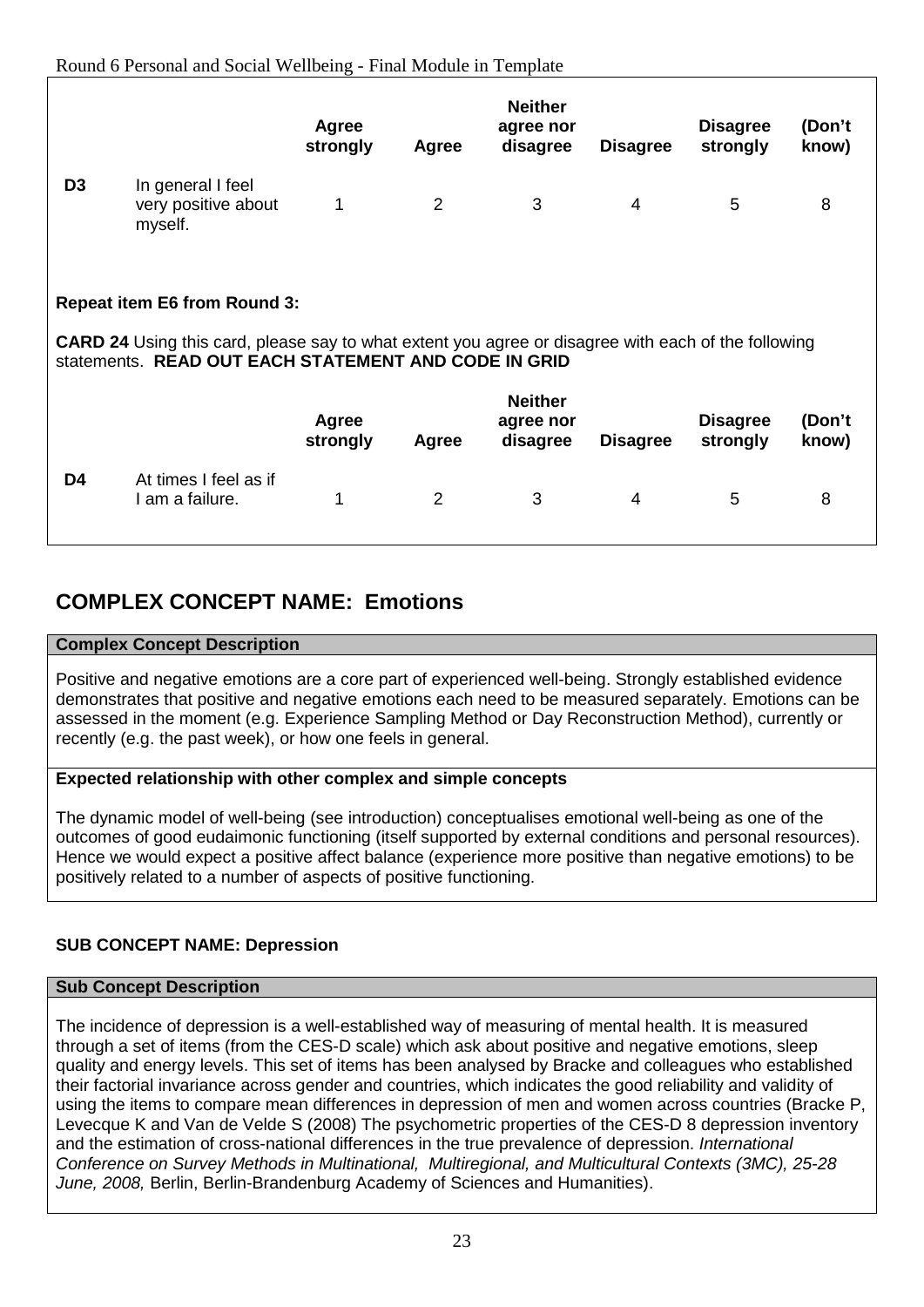| | | Agree strongly | Agree | Neither agree nor disagree | Disagree | Disagree strongly | (Don't know) |
|---|---|---|---|---|---|---|---|
| **D3** | In general I feel very positive about myself. | 1 | 2 | 3 | 4 | 5 | 8 |

**Repeat item E6 from Round 3:**

**CARD 24** Using this card, please say to what extent you agree or disagree with each of the following statements. **READ OUT EACH STATEMENT AND CODE IN GRID**

| | | Agree strongly | Agree | Neither agree nor disagree | Disagree | Disagree strongly | (Don't know) |
|---|---|---|---|---|---|---|---|
| **D4** | At times I feel as if I am a failure. | 1 | 2 | 3 | 4 | 5 | 8 |

## COMPLEX CONCEPT NAME: Emotions

**Complex Concept Description**

Positive and negative emotions are a core part of experienced well-being. Strongly established evidence demonstrates that positive and negative emotions each need to be measured separately. Emotions can be assessed in the moment (e.g. Experience Sampling Method or Day Reconstruction Method), currently or recently (e.g. the past week), or how one feels in general.

**Expected relationship with other complex and simple concepts**

The dynamic model of well-being (see introduction) conceptualises emotional well-being as one of the outcomes of good eudaimonic functioning (itself supported by external conditions and personal resources). Hence we would expect a positive affect balance (experience more positive than negative emotions) to be positively related to a number of aspects of positive functioning.

### SUB CONCEPT NAME: Depression

**Sub Concept Description**

The incidence of depression is a well-established way of measuring of mental health. It is measured through a set of items (from the CES-D scale) which ask about positive and negative emotions, sleep quality and energy levels. This set of items has been analysed by Bracke and colleagues who established their factorial invariance across gender and countries, which indicates the good reliability and validity of using the items to compare mean differences in depression of men and women across countries (Bracke P, Levecque K and Van de Velde S (2008) The psychometric properties of the CES-D 8 depression inventory and the estimation of cross-national differences in the true prevalence of depression. *International Conference on Survey Methods in Multinational, Multiregional, and Multicultural Contexts (3MC), 25-28 June, 2008,* Berlin, Berlin-Brandenburg Academy of Sciences and Humanities).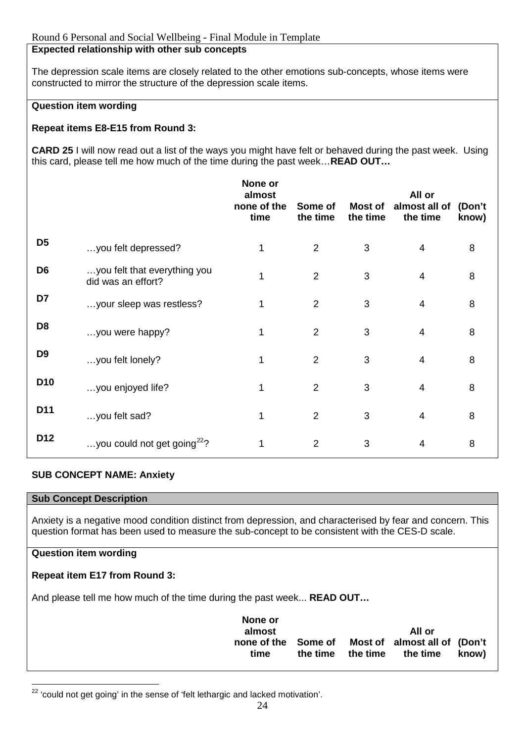**Expected relationship with other sub concepts**

The depression scale items are closely related to the other emotions sub-concepts, whose items were constructed to mirror the structure of the depression scale items.

**Question item wording**

**Repeat items E8-E15 from Round 3:**

**CARD 25** I will now read out a list of the ways you might have felt or behaved during the past week. Using this card, please tell me how much of the time during the past week…**READ OUT…**

| | | None or almost none of the time | Some of the time | Most of the time | All or almost all of the time | (Don't know) |
|---|---|---|---|---|---|---|
| **D5** | …you felt depressed? | 1 | 2 | 3 | 4 | 8 |
| **D6** | …you felt that everything you did was an effort? | 1 | 2 | 3 | 4 | 8 |
| **D7** | …your sleep was restless? | 1 | 2 | 3 | 4 | 8 |
| **D8** | …you were happy? | 1 | 2 | 3 | 4 | 8 |
| **D9** | …you felt lonely? | 1 | 2 | 3 | 4 | 8 |
| **D10** | …you enjoyed life? | 1 | 2 | 3 | 4 | 8 |
| **D11** | …you felt sad? | 1 | 2 | 3 | 4 | 8 |
| **D12** | …you could not get going[22]? | 1 | 2 | 3 | 4 | 8 |

**SUB CONCEPT NAME: Anxiety**

**Sub Concept Description**

Anxiety is a negative mood condition distinct from depression, and characterised by fear and concern. This question format has been used to measure the sub-concept to be consistent with the CES-D scale.

**Question item wording**

**Repeat item E17 from Round 3:**

And please tell me how much of the time during the past week... **READ OUT…**

| | | None or almost none of the time | Some of the time | Most of the time | All or almost all of the time | (Don't know) |
|---|---|---|---|---|---|---|

[22] 'could not get going' in the sense of 'felt lethargic and lacked motivation'.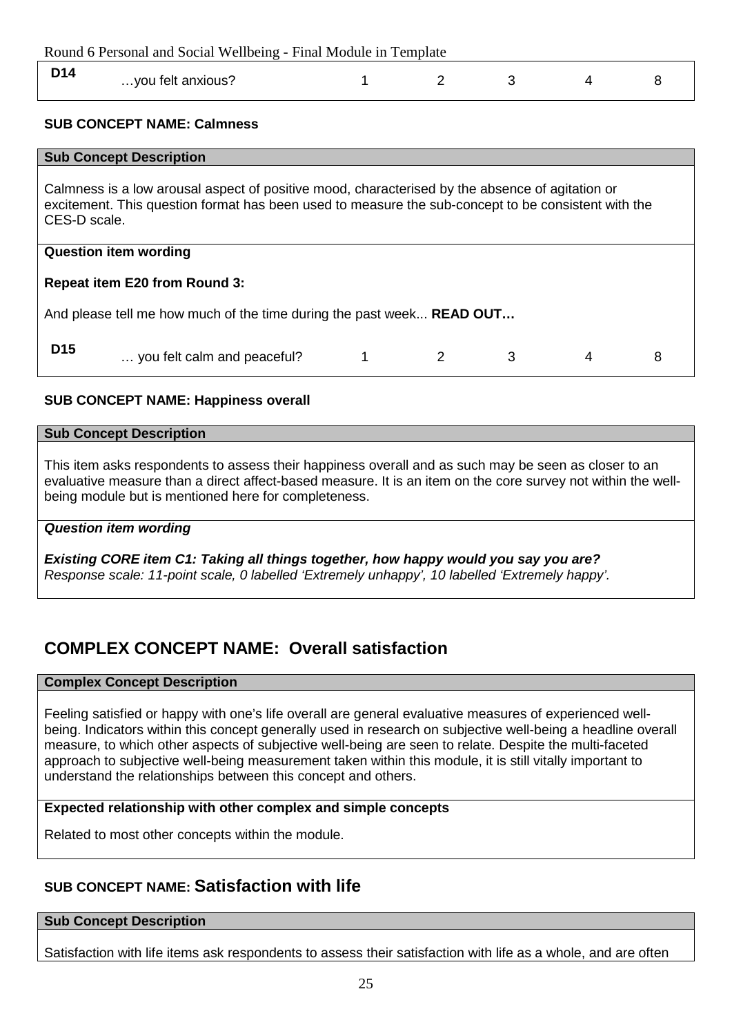| D14 | …you felt anxious? | 1 | 2 | 3 | 4 | 8 |
|---|---|---|---|---|---|---|

**SUB CONCEPT NAME: Calmness**

**Sub Concept Description**

Calmness is a low arousal aspect of positive mood, characterised by the absence of agitation or excitement. This question format has been used to measure the sub-concept to be consistent with the CES-D scale.

**Question item wording**

**Repeat item E20 from Round 3:**

And please tell me how much of the time during the past week... **READ OUT…**

| D15 | … you felt calm and peaceful? | 1 | 2 | 3 | 4 | 8 |
|---|---|---|---|---|---|---|

**SUB CONCEPT NAME: Happiness overall**

**Sub Concept Description**

This item asks respondents to assess their happiness overall and as such may be seen as closer to an evaluative measure than a direct affect-based measure. It is an item on the core survey not within the well-being module but is mentioned here for completeness.

***Question item wording***

***Existing CORE item C1: Taking all things together, how happy would you say you are?***
*Response scale: 11-point scale, 0 labelled 'Extremely unhappy', 10 labelled 'Extremely happy'.*

## COMPLEX CONCEPT NAME: Overall satisfaction

**Complex Concept Description**

Feeling satisfied or happy with one's life overall are general evaluative measures of experienced well-being. Indicators within this concept generally used in research on subjective well-being a headline overall measure, to which other aspects of subjective well-being are seen to relate. Despite the multi-faceted approach to subjective well-being measurement taken within this module, it is still vitally important to understand the relationships between this concept and others.

**Expected relationship with other complex and simple concepts**

Related to most other concepts within the module.

### SUB CONCEPT NAME: Satisfaction with life

**Sub Concept Description**

Satisfaction with life items ask respondents to assess their satisfaction with life as a whole, and are often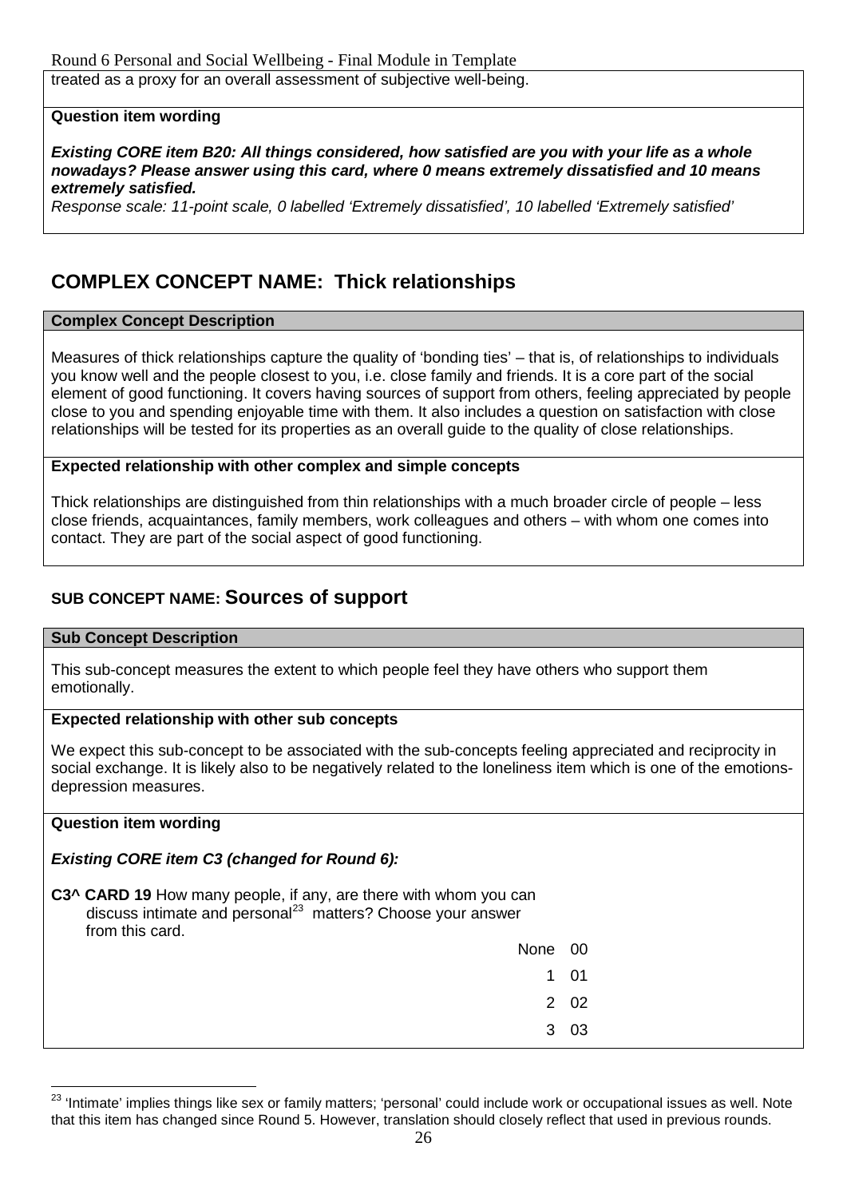treated as a proxy for an overall assessment of subjective well-being.

**Question item wording**

***Existing CORE item B20: All things considered, how satisfied are you with your life as a whole nowadays? Please answer using this card, where 0 means extremely dissatisfied and 10 means extremely satisfied.***

*Response scale: 11-point scale, 0 labelled 'Extremely dissatisfied', 10 labelled 'Extremely satisfied'*

## COMPLEX CONCEPT NAME: Thick relationships

**Complex Concept Description**

Measures of thick relationships capture the quality of 'bonding ties' – that is, of relationships to individuals you know well and the people closest to you, i.e. close family and friends. It is a core part of the social element of good functioning. It covers having sources of support from others, feeling appreciated by people close to you and spending enjoyable time with them. It also includes a question on satisfaction with close relationships will be tested for its properties as an overall guide to the quality of close relationships.

**Expected relationship with other complex and simple concepts**

Thick relationships are distinguished from thin relationships with a much broader circle of people – less close friends, acquaintances, family members, work colleagues and others – with whom one comes into contact. They are part of the social aspect of good functioning.

### SUB CONCEPT NAME: Sources of support

**Sub Concept Description**

This sub-concept measures the extent to which people feel they have others who support them emotionally.

**Expected relationship with other sub concepts**

We expect this sub-concept to be associated with the sub-concepts feeling appreciated and reciprocity in social exchange. It is likely also to be negatively related to the loneliness item which is one of the emotions-depression measures.

**Question item wording**

***Existing CORE item C3 (changed for Round 6):***

**C3^ CARD 19** How many people, if any, are there with whom you can discuss intimate and personal[23] matters? Choose your answer from this card.

| | |
|---|---|
| None | 00 |
| 1 | 01 |
| 2 | 02 |
| 3 | 03 |

[23] 'Intimate' implies things like sex or family matters; 'personal' could include work or occupational issues as well. Note that this item has changed since Round 5. However, translation should closely reflect that used in previous rounds.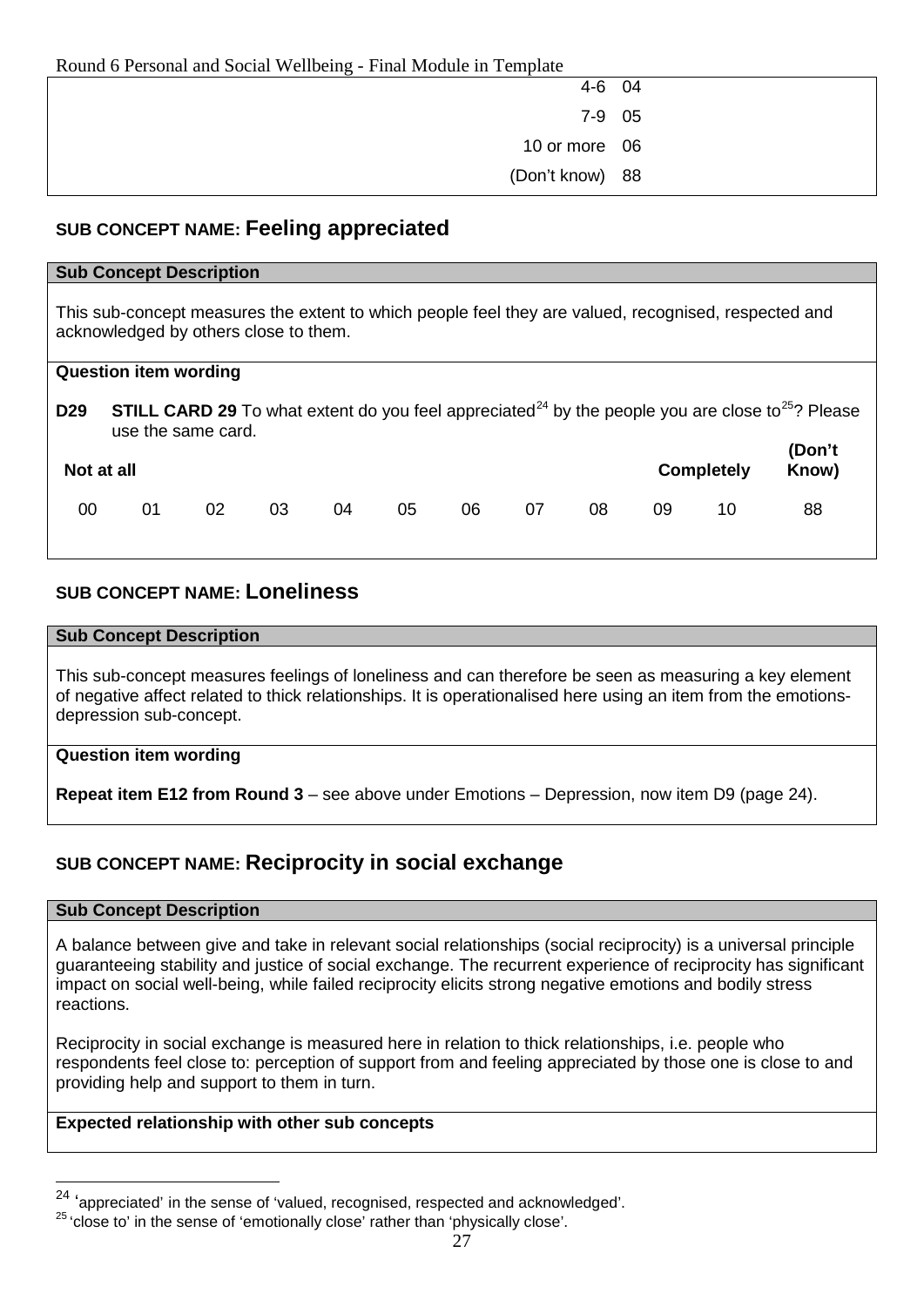| | |
|---|---|
| 4-6 | 04 |
| 7-9 | 05 |
| 10 or more | 06 |
| (Don't know) | 88 |

## SUB CONCEPT NAME: Feeling appreciated

**Sub Concept Description**

This sub-concept measures the extent to which people feel they are valued, recognised, respected and acknowledged by others close to them.

**Question item wording**

**D29** **STILL CARD 29** To what extent do you feel appreciated[24] by the people you are close to[25]? Please use the same card.

| Not at all | | | | | | | | | | Completely | (Don't Know) |
|---|---|---|---|---|---|---|---|---|---|---|---|
| 00 | 01 | 02 | 03 | 04 | 05 | 06 | 07 | 08 | 09 | 10 | 88 |

## SUB CONCEPT NAME: Loneliness

**Sub Concept Description**

This sub-concept measures feelings of loneliness and can therefore be seen as measuring a key element of negative affect related to thick relationships. It is operationalised here using an item from the emotions-depression sub-concept.

**Question item wording**

**Repeat item E12 from Round 3** – see above under Emotions – Depression, now item D9 (page 24).

## SUB CONCEPT NAME: Reciprocity in social exchange

**Sub Concept Description**

A balance between give and take in relevant social relationships (social reciprocity) is a universal principle guaranteeing stability and justice of social exchange. The recurrent experience of reciprocity has significant impact on social well-being, while failed reciprocity elicits strong negative emotions and bodily stress reactions.

Reciprocity in social exchange is measured here in relation to thick relationships, i.e. people who respondents feel close to: perception of support from and feeling appreciated by those one is close to and providing help and support to them in turn.

**Expected relationship with other sub concepts**

---

[24] 'appreciated' in the sense of 'valued, recognised, respected and acknowledged'.

[25] 'close to' in the sense of 'emotionally close' rather than 'physically close'.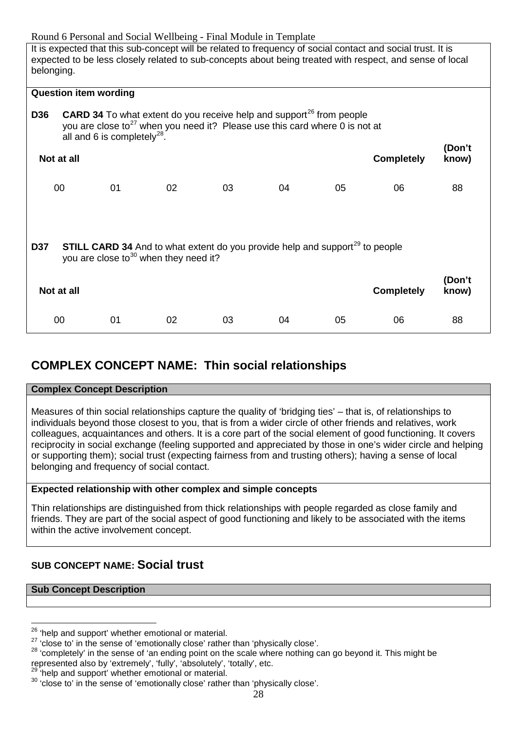It is expected that this sub-concept will be related to frequency of social contact and social trust. It is expected to be less closely related to sub-concepts about being treated with respect, and sense of local belonging.

**Question item wording**

**D36** **CARD 34** To what extent do you receive help and support[26] from people you are close to[27] when you need it? Please use this card where 0 is not at all and 6 is completely[28].

| Not at all | | | | | | Completely | (Don't know) |
|---|---|---|---|---|---|---|---|
| 00 | 01 | 02 | 03 | 04 | 05 | 06 | 88 |

**D37** **STILL CARD 34** And to what extent do you provide help and support[29] to people you are close to[30] when they need it?

| Not at all | | | | | | Completely | (Don't know) |
|---|---|---|---|---|---|---|---|
| 00 | 01 | 02 | 03 | 04 | 05 | 06 | 88 |

## COMPLEX CONCEPT NAME: Thin social relationships

**Complex Concept Description**

Measures of thin social relationships capture the quality of 'bridging ties' – that is, of relationships to individuals beyond those closest to you, that is from a wider circle of other friends and relatives, work colleagues, acquaintances and others. It is a core part of the social element of good functioning. It covers reciprocity in social exchange (feeling supported and appreciated by those in one's wider circle and helping or supporting them); social trust (expecting fairness from and trusting others); having a sense of local belonging and frequency of social contact.

**Expected relationship with other complex and simple concepts**

Thin relationships are distinguished from thick relationships with people regarded as close family and friends. They are part of the social aspect of good functioning and likely to be associated with the items within the active involvement concept.

### SUB CONCEPT NAME: Social trust

**Sub Concept Description**

---

[26] 'help and support' whether emotional or material.

[27] 'close to' in the sense of 'emotionally close' rather than 'physically close'.

[28] 'completely' in the sense of 'an ending point on the scale where nothing can go beyond it. This might be represented also by 'extremely', 'fully', 'absolutely', 'totally', etc.

[29] 'help and support' whether emotional or material.

[30] 'close to' in the sense of 'emotionally close' rather than 'physically close'.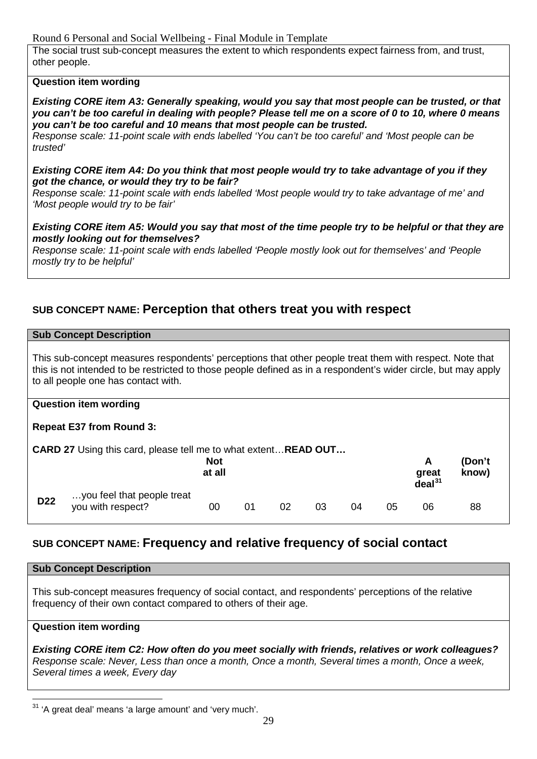The social trust sub-concept measures the extent to which respondents expect fairness from, and trust, other people.

**Question item wording**

***Existing CORE item A3: Generally speaking, would you say that most people can be trusted, or that you can't be too careful in dealing with people? Please tell me on a score of 0 to 10, where 0 means you can't be too careful and 10 means that most people can be trusted.***
*Response scale: 11-point scale with ends labelled 'You can't be too careful' and 'Most people can be trusted'*

***Existing CORE item A4: Do you think that most people would try to take advantage of you if they got the chance, or would they try to be fair?***
*Response scale: 11-point scale with ends labelled 'Most people would try to take advantage of me' and 'Most people would try to be fair'*

***Existing CORE item A5: Would you say that most of the time people try to be helpful or that they are mostly looking out for themselves?***
*Response scale: 11-point scale with ends labelled 'People mostly look out for themselves' and 'People mostly try to be helpful'*

## SUB CONCEPT NAME: Perception that others treat you with respect

**Sub Concept Description**

This sub-concept measures respondents' perceptions that other people treat them with respect. Note that this is not intended to be restricted to those people defined as in a respondent's wider circle, but may apply to all people one has contact with.

**Question item wording**

**Repeat E37 from Round 3:**

**CARD 27** Using this card, please tell me to what extent…**READ OUT…**

| | | **Not at all** | | | | | | **A great deal**[31] | **(Don't know)** |
|---|---|---|---|---|---|---|---|---|---|
| **D22** | …you feel that people treat you with respect? | 00 | 01 | 02 | 03 | 04 | 05 | 06 | 88 |

## SUB CONCEPT NAME: Frequency and relative frequency of social contact

**Sub Concept Description**

This sub-concept measures frequency of social contact, and respondents' perceptions of the relative frequency of their own contact compared to others of their age.

**Question item wording**

***Existing CORE item C2: How often do you meet socially with friends, relatives or work colleagues?***
*Response scale: Never, Less than once a month, Once a month, Several times a month, Once a week, Several times a week, Every day*

---

[31] 'A great deal' means 'a large amount' and 'very much'.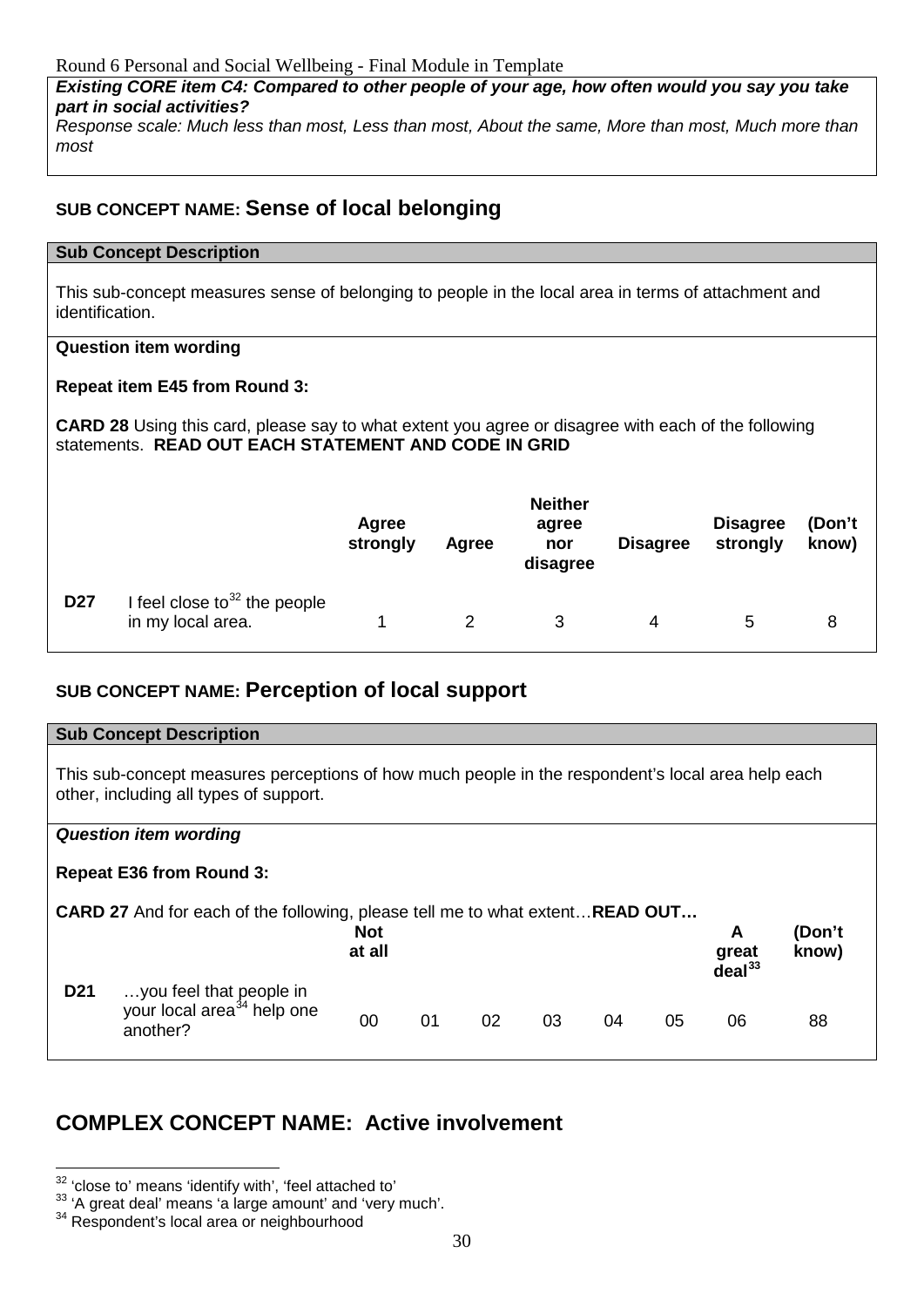**_Existing CORE item C4: Compared to other people of your age, how often would you say you take part in social activities?_**

_Response scale: Much less than most, Less than most, About the same, More than most, Much more than most_

## SUB CONCEPT NAME: Sense of local belonging

**Sub Concept Description**

This sub-concept measures sense of belonging to people in the local area in terms of attachment and identification.

**Question item wording**

**Repeat item E45 from Round 3:**

**CARD 28** Using this card, please say to what extent you agree or disagree with each of the following statements. **READ OUT EACH STATEMENT AND CODE IN GRID**

| | | Agree strongly | Agree | Neither agree nor disagree | Disagree | Disagree strongly | (Don't know) |
|---|---|---|---|---|---|---|---|
| **D27** | I feel close to[32] the people in my local area. | 1 | 2 | 3 | 4 | 5 | 8 |

## SUB CONCEPT NAME: Perception of local support

**Sub Concept Description**

This sub-concept measures perceptions of how much people in the respondent's local area help each other, including all types of support.

***Question item wording***

**Repeat E36 from Round 3:**

**CARD 27** And for each of the following, please tell me to what extent…**READ OUT…**

| | | Not at all | | | | | | A great deal[33] | (Don't know) |
|---|---|---|---|---|---|---|---|---|---|
| **D21** | …you feel that people in your local area[34] help one another? | 00 | 01 | 02 | 03 | 04 | 05 | 06 | 88 |

# COMPLEX CONCEPT NAME: Active involvement

---

[32] 'close to' means 'identify with', 'feel attached to'

[33] 'A great deal' means 'a large amount' and 'very much'.

[34] Respondent's local area or neighbourhood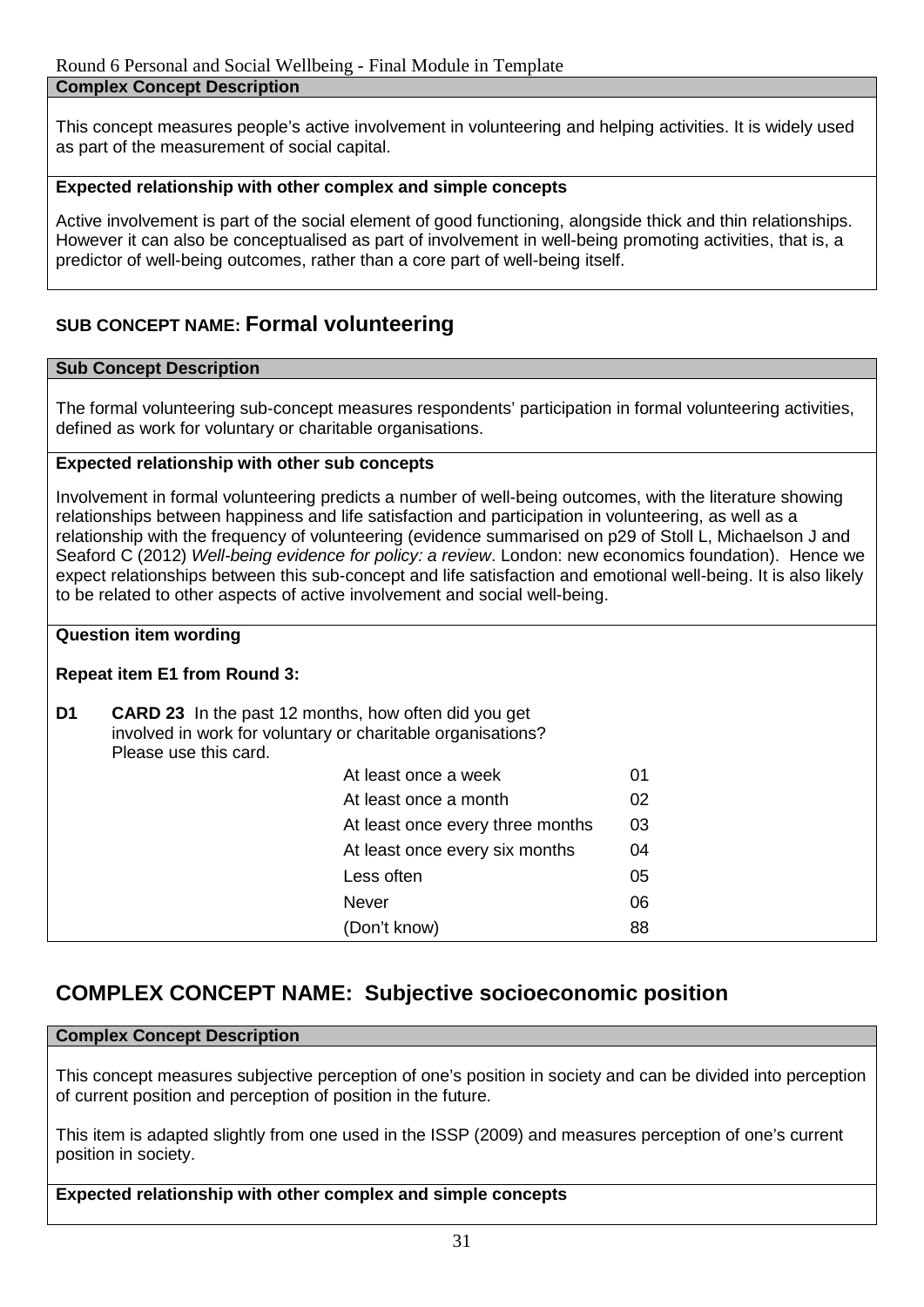**Complex Concept Description**

This concept measures people's active involvement in volunteering and helping activities. It is widely used as part of the measurement of social capital.

**Expected relationship with other complex and simple concepts**

Active involvement is part of the social element of good functioning, alongside thick and thin relationships. However it can also be conceptualised as part of involvement in well-being promoting activities, that is, a predictor of well-being outcomes, rather than a core part of well-being itself.

## SUB CONCEPT NAME: Formal volunteering

**Sub Concept Description**

The formal volunteering sub-concept measures respondents' participation in formal volunteering activities, defined as work for voluntary or charitable organisations.

**Expected relationship with other sub concepts**

Involvement in formal volunteering predicts a number of well-being outcomes, with the literature showing relationships between happiness and life satisfaction and participation in volunteering, as well as a relationship with the frequency of volunteering (evidence summarised on p29 of Stoll L, Michaelson J and Seaford C (2012) *Well-being evidence for policy: a review*. London: new economics foundation). Hence we expect relationships between this sub-concept and life satisfaction and emotional well-being. It is also likely to be related to other aspects of active involvement and social well-being.

**Question item wording**

**Repeat item E1 from Round 3:**

**D1** **CARD 23** In the past 12 months, how often did you get involved in work for voluntary or charitable organisations? Please use this card.

| | |
|---|---|
| At least once a week | 01 |
| At least once a month | 02 |
| At least once every three months | 03 |
| At least once every six months | 04 |
| Less often | 05 |
| Never | 06 |
| (Don't know) | 88 |

## COMPLEX CONCEPT NAME: Subjective socioeconomic position

**Complex Concept Description**

This concept measures subjective perception of one's position in society and can be divided into perception of current position and perception of position in the future.

This item is adapted slightly from one used in the ISSP (2009) and measures perception of one's current position in society.

**Expected relationship with other complex and simple concepts**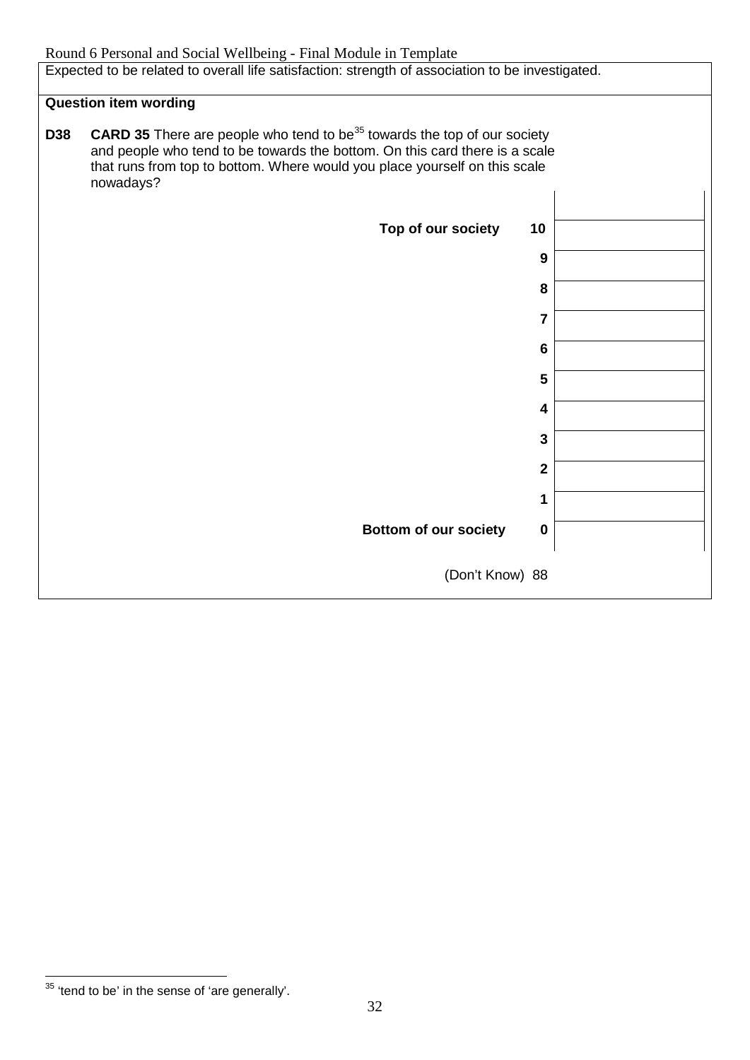Expected to be related to overall life satisfaction: strength of association to be investigated.

**Question item wording**

**D38** **CARD 35** There are people who tend to be[35] towards the top of our society and people who tend to be towards the bottom. On this card there is a scale that runs from top to bottom. Where would you place yourself on this scale nowadays?

| | | |
|---|---|---|
| **Top of our society** | **10** | |
| | **9** | |
| | **8** | |
| | **7** | |
| | **6** | |
| | **5** | |
| | **4** | |
| | **3** | |
| | **2** | |
| | **1** | |
| **Bottom of our society** | **0** | |

(Don't Know) 88

[35] 'tend to be' in the sense of 'are generally'.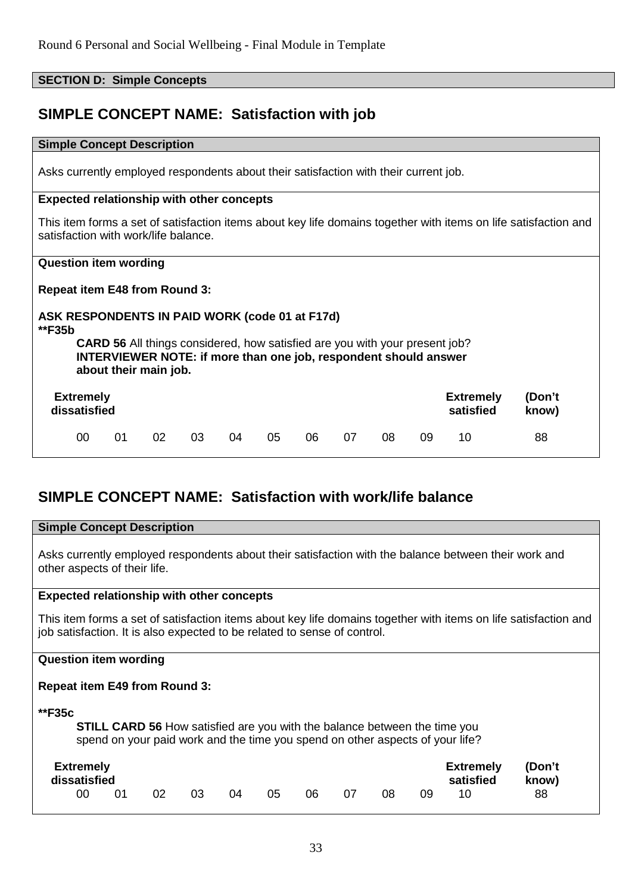**SECTION D: Simple Concepts**

## SIMPLE CONCEPT NAME: Satisfaction with job

**Simple Concept Description**

Asks currently employed respondents about their satisfaction with their current job.

**Expected relationship with other concepts**

This item forms a set of satisfaction items about key life domains together with items on life satisfaction and satisfaction with work/life balance.

**Question item wording**

**Repeat item E48 from Round 3:**

**ASK RESPONDENTS IN PAID WORK (code 01 at F17d)**

****F35b**

**CARD 56** All things considered, how satisfied are you with your present job?
**INTERVIEWER NOTE: if more than one job, respondent should answer about their main job.**

| Extremely dissatisfied | | | | | | | | | | Extremely satisfied | (Don't know) |
|---|---|---|---|---|---|---|---|---|---|---|---|
| 00 | 01 | 02 | 03 | 04 | 05 | 06 | 07 | 08 | 09 | 10 | 88 |

## SIMPLE CONCEPT NAME: Satisfaction with work/life balance

**Simple Concept Description**

Asks currently employed respondents about their satisfaction with the balance between their work and other aspects of their life.

**Expected relationship with other concepts**

This item forms a set of satisfaction items about key life domains together with items on life satisfaction and job satisfaction. It is also expected to be related to sense of control.

**Question item wording**

**Repeat item E49 from Round 3:**

****F35c**

**STILL CARD 56** How satisfied are you with the balance between the time you spend on your paid work and the time you spend on other aspects of your life?

| Extremely dissatisfied | | | | | | | | | | Extremely satisfied | (Don't know) |
|---|---|---|---|---|---|---|---|---|---|---|---|
| 00 | 01 | 02 | 03 | 04 | 05 | 06 | 07 | 08 | 09 | 10 | 88 |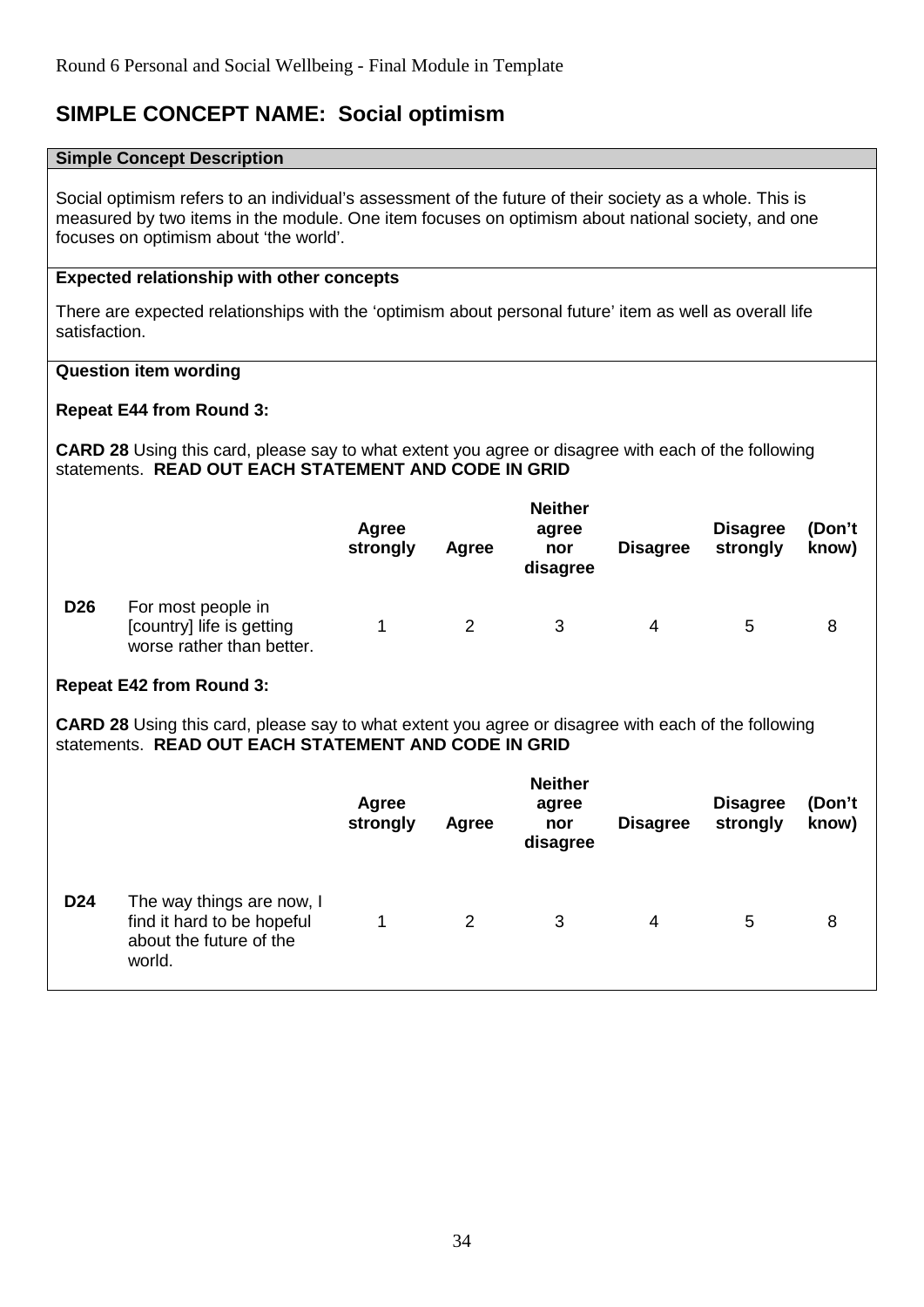## SIMPLE CONCEPT NAME: Social optimism

**Simple Concept Description**

Social optimism refers to an individual's assessment of the future of their society as a whole. This is measured by two items in the module. One item focuses on optimism about national society, and one focuses on optimism about 'the world'.

**Expected relationship with other concepts**

There are expected relationships with the 'optimism about personal future' item as well as overall life satisfaction.

**Question item wording**

**Repeat E44 from Round 3:**

**CARD 28** Using this card, please say to what extent you agree or disagree with each of the following statements. **READ OUT EACH STATEMENT AND CODE IN GRID**

| | | Agree strongly | Agree | Neither agree nor disagree | Disagree | Disagree strongly | (Don't know) |
|---|---|---|---|---|---|---|---|
| **D26** | For most people in [country] life is getting worse rather than better. | 1 | 2 | 3 | 4 | 5 | 8 |

**Repeat E42 from Round 3:**

**CARD 28** Using this card, please say to what extent you agree or disagree with each of the following statements. **READ OUT EACH STATEMENT AND CODE IN GRID**

| | | Agree strongly | Agree | Neither agree nor disagree | Disagree | Disagree strongly | (Don't know) |
|---|---|---|---|---|---|---|---|
| **D24** | The way things are now, I find it hard to be hopeful about the future of the world. | 1 | 2 | 3 | 4 | 5 | 8 |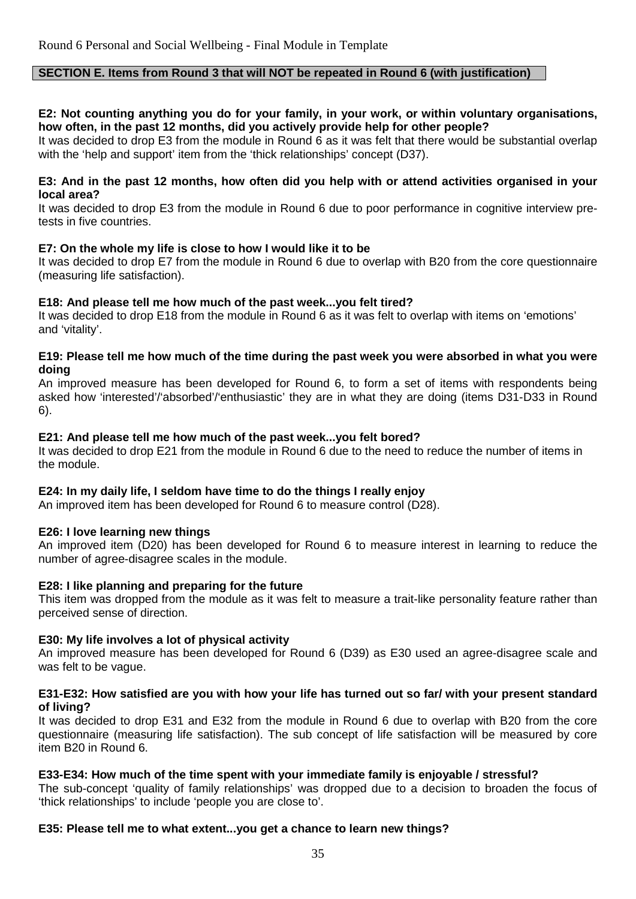## SECTION E. Items from Round 3 that will NOT be repeated in Round 6 (with justification)

**E2: Not counting anything you do for your family, in your work, or within voluntary organisations, how often, in the past 12 months, did you actively provide help for other people?**
It was decided to drop E3 from the module in Round 6 as it was felt that there would be substantial overlap with the 'help and support' item from the 'thick relationships' concept (D37).

**E3: And in the past 12 months, how often did you help with or attend activities organised in your local area?**
It was decided to drop E3 from the module in Round 6 due to poor performance in cognitive interview pre-tests in five countries.

**E7: On the whole my life is close to how I would like it to be**
It was decided to drop E7 from the module in Round 6 due to overlap with B20 from the core questionnaire (measuring life satisfaction).

**E18: And please tell me how much of the past week...you felt tired?**
It was decided to drop E18 from the module in Round 6 as it was felt to overlap with items on 'emotions' and 'vitality'.

**E19: Please tell me how much of the time during the past week you were absorbed in what you were doing**
An improved measure has been developed for Round 6, to form a set of items with respondents being asked how 'interested'/'absorbed'/'enthusiastic' they are in what they are doing (items D31-D33 in Round 6).

**E21: And please tell me how much of the past week...you felt bored?**
It was decided to drop E21 from the module in Round 6 due to the need to reduce the number of items in the module.

**E24: In my daily life, I seldom have time to do the things I really enjoy**
An improved item has been developed for Round 6 to measure control (D28).

**E26: I love learning new things**
An improved item (D20) has been developed for Round 6 to measure interest in learning to reduce the number of agree-disagree scales in the module.

**E28: I like planning and preparing for the future**
This item was dropped from the module as it was felt to measure a trait-like personality feature rather than perceived sense of direction.

**E30: My life involves a lot of physical activity**
An improved measure has been developed for Round 6 (D39) as E30 used an agree-disagree scale and was felt to be vague.

**E31-E32: How satisfied are you with how your life has turned out so far/ with your present standard of living?**
It was decided to drop E31 and E32 from the module in Round 6 due to overlap with B20 from the core questionnaire (measuring life satisfaction). The sub concept of life satisfaction will be measured by core item B20 in Round 6.

**E33-E34: How much of the time spent with your immediate family is enjoyable / stressful?**
The sub-concept 'quality of family relationships' was dropped due to a decision to broaden the focus of 'thick relationships' to include 'people you are close to'.

**E35: Please tell me to what extent...you get a chance to learn new things?**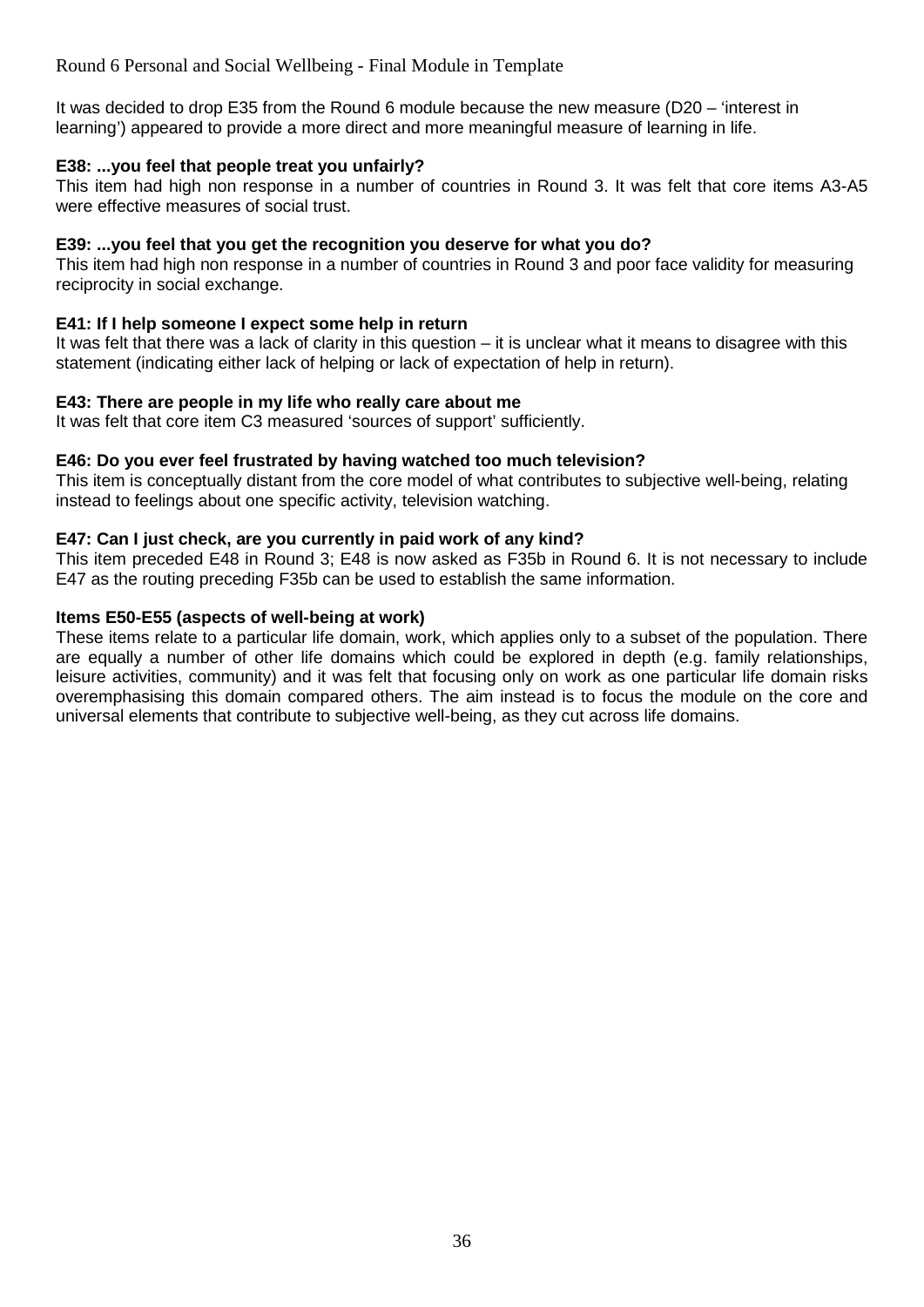It was decided to drop E35 from the Round 6 module because the new measure (D20 – 'interest in learning') appeared to provide a more direct and more meaningful measure of learning in life.

**E38: ...you feel that people treat you unfairly?**
This item had high non response in a number of countries in Round 3. It was felt that core items A3-A5 were effective measures of social trust.

**E39: ...you feel that you get the recognition you deserve for what you do?**
This item had high non response in a number of countries in Round 3 and poor face validity for measuring reciprocity in social exchange.

**E41: If I help someone I expect some help in return**
It was felt that there was a lack of clarity in this question – it is unclear what it means to disagree with this statement (indicating either lack of helping or lack of expectation of help in return).

**E43: There are people in my life who really care about me**
It was felt that core item C3 measured 'sources of support' sufficiently.

**E46: Do you ever feel frustrated by having watched too much television?**
This item is conceptually distant from the core model of what contributes to subjective well-being, relating instead to feelings about one specific activity, television watching.

**E47: Can I just check, are you currently in paid work of any kind?**
This item preceded E48 in Round 3; E48 is now asked as F35b in Round 6. It is not necessary to include E47 as the routing preceding F35b can be used to establish the same information.

**Items E50-E55 (aspects of well-being at work)**
These items relate to a particular life domain, work, which applies only to a subset of the population. There are equally a number of other life domains which could be explored in depth (e.g. family relationships, leisure activities, community) and it was felt that focusing only on work as one particular life domain risks overemphasising this domain compared others. The aim instead is to focus the module on the core and universal elements that contribute to subjective well-being, as they cut across life domains.